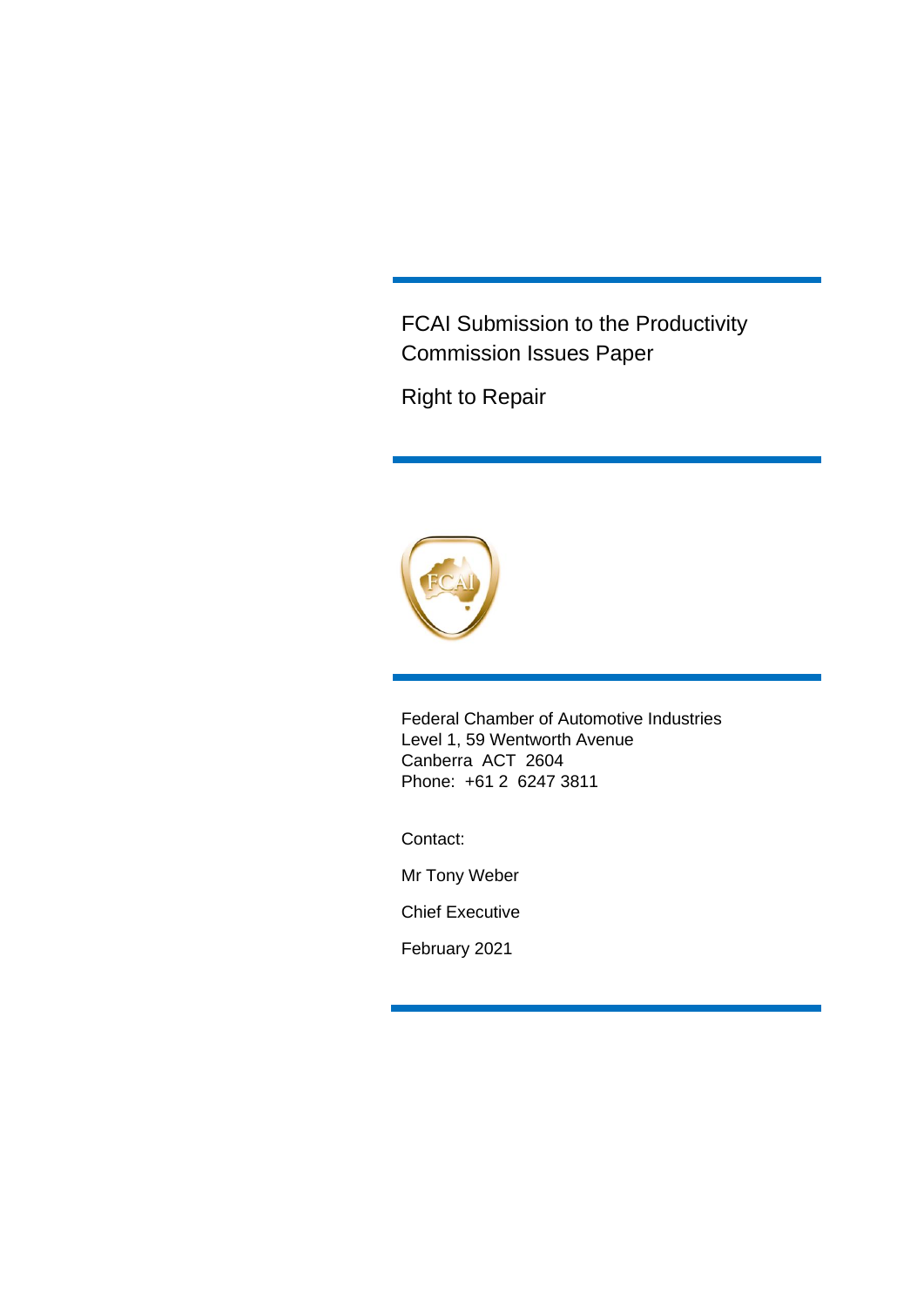# FCAI Submission to the Productivity Commission Issues Paper

## Right to Repair

Federal Chamber of Automotive Industries
Level 1, 59 Wentworth Avenue
Canberra ACT 2604
Phone: +61 2 6247 3811

Contact:

Mr Tony Weber

Chief Executive

February 2021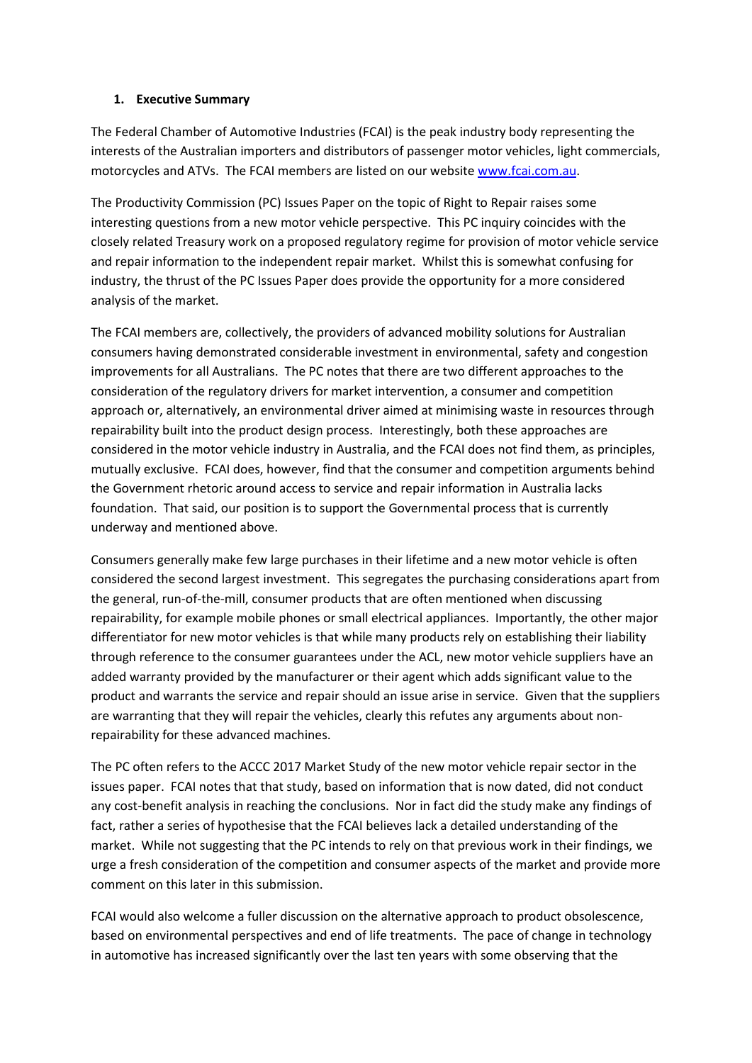## 1. Executive Summary

The Federal Chamber of Automotive Industries (FCAI) is the peak industry body representing the interests of the Australian importers and distributors of passenger motor vehicles, light commercials, motorcycles and ATVs. The FCAI members are listed on our website [www.fcai.com.au](http://www.fcai.com.au).

The Productivity Commission (PC) Issues Paper on the topic of Right to Repair raises some interesting questions from a new motor vehicle perspective. This PC inquiry coincides with the closely related Treasury work on a proposed regulatory regime for provision of motor vehicle service and repair information to the independent repair market. Whilst this is somewhat confusing for industry, the thrust of the PC Issues Paper does provide the opportunity for a more considered analysis of the market.

The FCAI members are, collectively, the providers of advanced mobility solutions for Australian consumers having demonstrated considerable investment in environmental, safety and congestion improvements for all Australians. The PC notes that there are two different approaches to the consideration of the regulatory drivers for market intervention, a consumer and competition approach or, alternatively, an environmental driver aimed at minimising waste in resources through repairability built into the product design process. Interestingly, both these approaches are considered in the motor vehicle industry in Australia, and the FCAI does not find them, as principles, mutually exclusive. FCAI does, however, find that the consumer and competition arguments behind the Government rhetoric around access to service and repair information in Australia lacks foundation. That said, our position is to support the Governmental process that is currently underway and mentioned above.

Consumers generally make few large purchases in their lifetime and a new motor vehicle is often considered the second largest investment. This segregates the purchasing considerations apart from the general, run-of-the-mill, consumer products that are often mentioned when discussing repairability, for example mobile phones or small electrical appliances. Importantly, the other major differentiator for new motor vehicles is that while many products rely on establishing their liability through reference to the consumer guarantees under the ACL, new motor vehicle suppliers have an added warranty provided by the manufacturer or their agent which adds significant value to the product and warrants the service and repair should an issue arise in service. Given that the suppliers are warranting that they will repair the vehicles, clearly this refutes any arguments about non-repairability for these advanced machines.

The PC often refers to the ACCC 2017 Market Study of the new motor vehicle repair sector in the issues paper. FCAI notes that that study, based on information that is now dated, did not conduct any cost-benefit analysis in reaching the conclusions. Nor in fact did the study make any findings of fact, rather a series of hypothesise that the FCAI believes lack a detailed understanding of the market. While not suggesting that the PC intends to rely on that previous work in their findings, we urge a fresh consideration of the competition and consumer aspects of the market and provide more comment on this later in this submission.

FCAI would also welcome a fuller discussion on the alternative approach to product obsolescence, based on environmental perspectives and end of life treatments. The pace of change in technology in automotive has increased significantly over the last ten years with some observing that the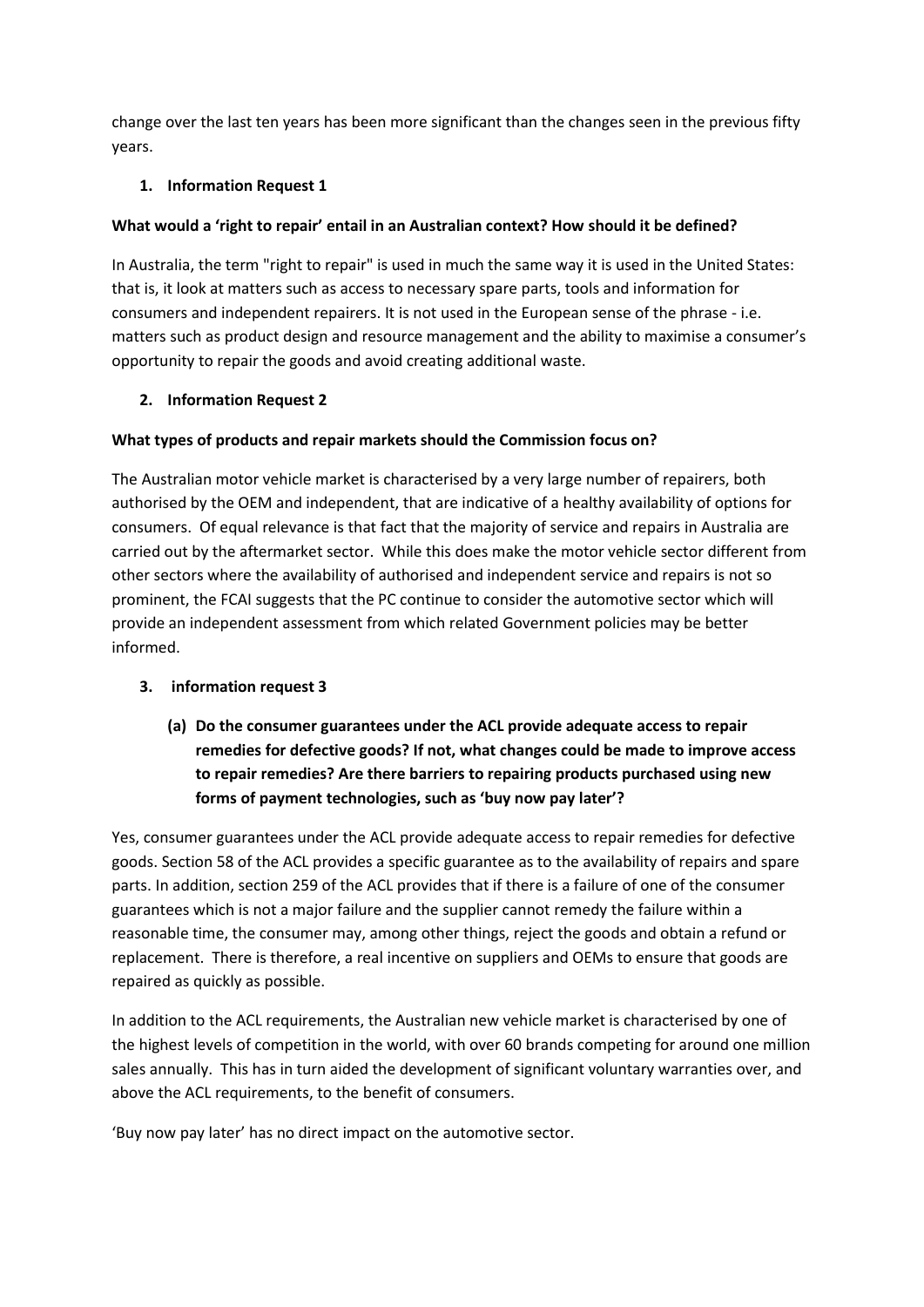change over the last ten years has been more significant than the changes seen in the previous fifty years.

1. **Information Request 1**

**What would a 'right to repair' entail in an Australian context? How should it be defined?**

In Australia, the term "right to repair" is used in much the same way it is used in the United States: that is, it look at matters such as access to necessary spare parts, tools and information for consumers and independent repairers. It is not used in the European sense of the phrase - i.e. matters such as product design and resource management and the ability to maximise a consumer's opportunity to repair the goods and avoid creating additional waste.

2. **Information Request 2**

**What types of products and repair markets should the Commission focus on?**

The Australian motor vehicle market is characterised by a very large number of repairers, both authorised by the OEM and independent, that are indicative of a healthy availability of options for consumers. Of equal relevance is that fact that the majority of service and repairs in Australia are carried out by the aftermarket sector. While this does make the motor vehicle sector different from other sectors where the availability of authorised and independent service and repairs is not so prominent, the FCAI suggests that the PC continue to consider the automotive sector which will provide an independent assessment from which related Government policies may be better informed.

3. **information request 3**

   **(a) Do the consumer guarantees under the ACL provide adequate access to repair remedies for defective goods? If not, what changes could be made to improve access to repair remedies? Are there barriers to repairing products purchased using new forms of payment technologies, such as 'buy now pay later'?**

Yes, consumer guarantees under the ACL provide adequate access to repair remedies for defective goods. Section 58 of the ACL provides a specific guarantee as to the availability of repairs and spare parts. In addition, section 259 of the ACL provides that if there is a failure of one of the consumer guarantees which is not a major failure and the supplier cannot remedy the failure within a reasonable time, the consumer may, among other things, reject the goods and obtain a refund or replacement. There is therefore, a real incentive on suppliers and OEMs to ensure that goods are repaired as quickly as possible.

In addition to the ACL requirements, the Australian new vehicle market is characterised by one of the highest levels of competition in the world, with over 60 brands competing for around one million sales annually. This has in turn aided the development of significant voluntary warranties over, and above the ACL requirements, to the benefit of consumers.

'Buy now pay later' has no direct impact on the automotive sector.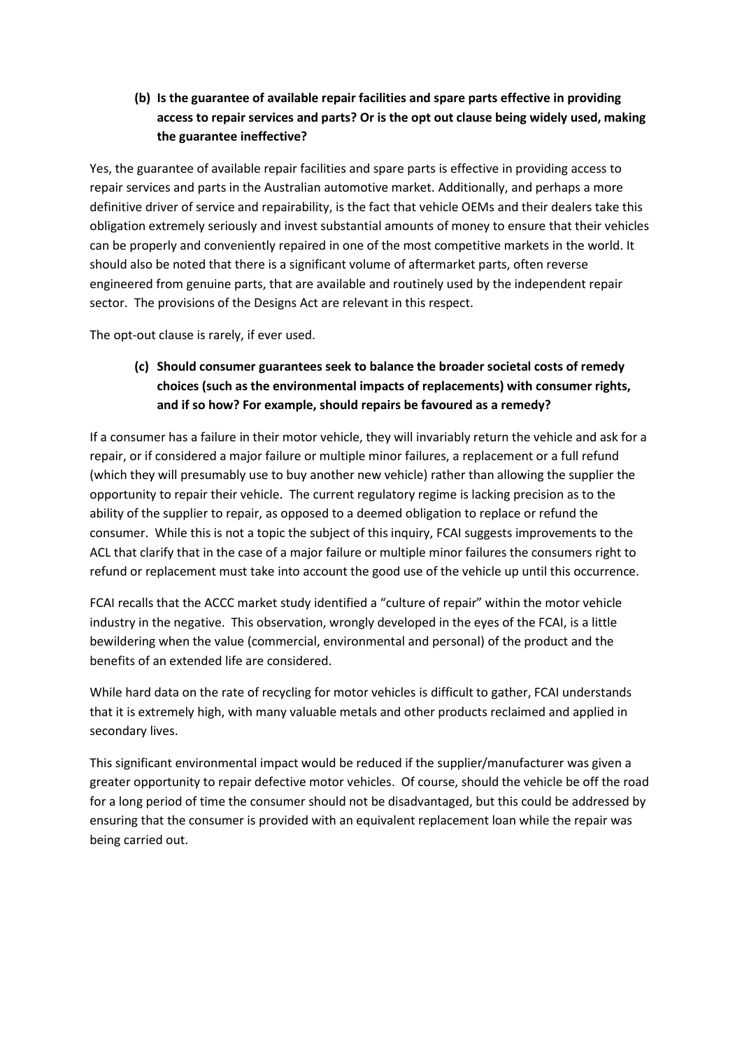**(b) Is the guarantee of available repair facilities and spare parts effective in providing access to repair services and parts? Or is the opt out clause being widely used, making the guarantee ineffective?**

Yes, the guarantee of available repair facilities and spare parts is effective in providing access to repair services and parts in the Australian automotive market. Additionally, and perhaps a more definitive driver of service and repairability, is the fact that vehicle OEMs and their dealers take this obligation extremely seriously and invest substantial amounts of money to ensure that their vehicles can be properly and conveniently repaired in one of the most competitive markets in the world. It should also be noted that there is a significant volume of aftermarket parts, often reverse engineered from genuine parts, that are available and routinely used by the independent repair sector. The provisions of the Designs Act are relevant in this respect.

The opt-out clause is rarely, if ever used.

**(c) Should consumer guarantees seek to balance the broader societal costs of remedy choices (such as the environmental impacts of replacements) with consumer rights, and if so how? For example, should repairs be favoured as a remedy?**

If a consumer has a failure in their motor vehicle, they will invariably return the vehicle and ask for a repair, or if considered a major failure or multiple minor failures, a replacement or a full refund (which they will presumably use to buy another new vehicle) rather than allowing the supplier the opportunity to repair their vehicle. The current regulatory regime is lacking precision as to the ability of the supplier to repair, as opposed to a deemed obligation to replace or refund the consumer. While this is not a topic the subject of this inquiry, FCAI suggests improvements to the ACL that clarify that in the case of a major failure or multiple minor failures the consumers right to refund or replacement must take into account the good use of the vehicle up until this occurrence.

FCAI recalls that the ACCC market study identified a "culture of repair" within the motor vehicle industry in the negative. This observation, wrongly developed in the eyes of the FCAI, is a little bewildering when the value (commercial, environmental and personal) of the product and the benefits of an extended life are considered.

While hard data on the rate of recycling for motor vehicles is difficult to gather, FCAI understands that it is extremely high, with many valuable metals and other products reclaimed and applied in secondary lives.

This significant environmental impact would be reduced if the supplier/manufacturer was given a greater opportunity to repair defective motor vehicles. Of course, should the vehicle be off the road for a long period of time the consumer should not be disadvantaged, but this could be addressed by ensuring that the consumer is provided with an equivalent replacement loan while the repair was being carried out.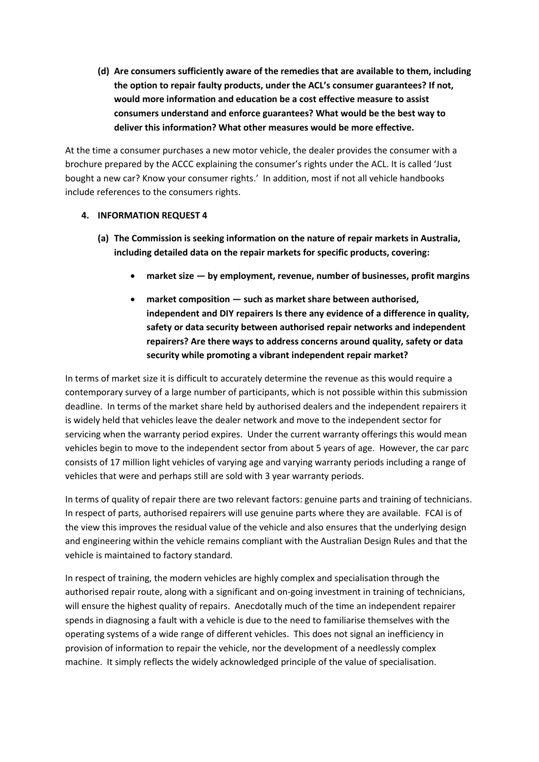**(d) Are consumers sufficiently aware of the remedies that are available to them, including the option to repair faulty products, under the ACL's consumer guarantees? If not, would more information and education be a cost effective measure to assist consumers understand and enforce guarantees? What would be the best way to deliver this information? What other measures would be more effective.**

At the time a consumer purchases a new motor vehicle, the dealer provides the consumer with a brochure prepared by the ACCC explaining the consumer's rights under the ACL. It is called 'Just bought a new car? Know your consumer rights.' In addition, most if not all vehicle handbooks include references to the consumers rights.

## 4. INFORMATION REQUEST 4

**(a) The Commission is seeking information on the nature of repair markets in Australia, including detailed data on the repair markets for specific products, covering:**

- **market size — by employment, revenue, number of businesses, profit margins**
- **market composition — such as market share between authorised, independent and DIY repairers Is there any evidence of a difference in quality, safety or data security between authorised repair networks and independent repairers? Are there ways to address concerns around quality, safety or data security while promoting a vibrant independent repair market?**

In terms of market size it is difficult to accurately determine the revenue as this would require a contemporary survey of a large number of participants, which is not possible within this submission deadline. In terms of the market share held by authorised dealers and the independent repairers it is widely held that vehicles leave the dealer network and move to the independent sector for servicing when the warranty period expires. Under the current warranty offerings this would mean vehicles begin to move to the independent sector from about 5 years of age. However, the car parc consists of 17 million light vehicles of varying age and varying warranty periods including a range of vehicles that were and perhaps still are sold with 3 year warranty periods.

In terms of quality of repair there are two relevant factors: genuine parts and training of technicians. In respect of parts, authorised repairers will use genuine parts where they are available. FCAI is of the view this improves the residual value of the vehicle and also ensures that the underlying design and engineering within the vehicle remains compliant with the Australian Design Rules and that the vehicle is maintained to factory standard.

In respect of training, the modern vehicles are highly complex and specialisation through the authorised repair route, along with a significant and on-going investment in training of technicians, will ensure the highest quality of repairs. Anecdotally much of the time an independent repairer spends in diagnosing a fault with a vehicle is due to the need to familiarise themselves with the operating systems of a wide range of different vehicles. This does not signal an inefficiency in provision of information to repair the vehicle, nor the development of a needlessly complex machine. It simply reflects the widely acknowledged principle of the value of specialisation.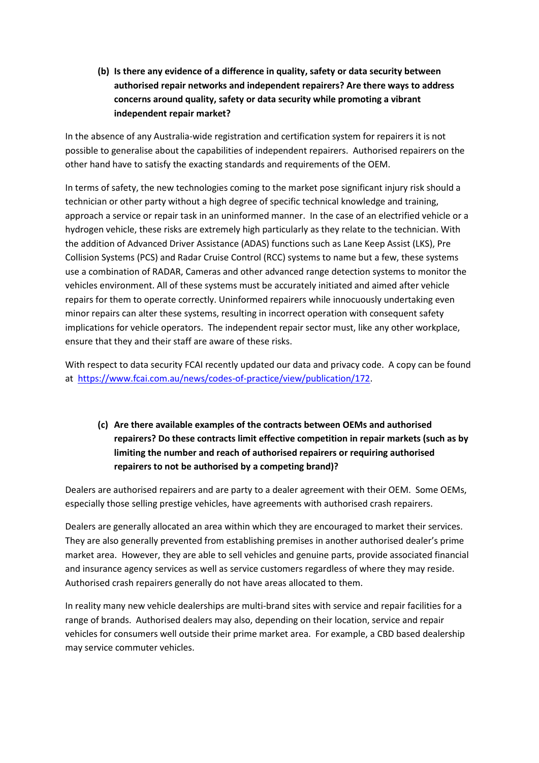**(b) Is there any evidence of a difference in quality, safety or data security between authorised repair networks and independent repairers? Are there ways to address concerns around quality, safety or data security while promoting a vibrant independent repair market?**

In the absence of any Australia-wide registration and certification system for repairers it is not possible to generalise about the capabilities of independent repairers. Authorised repairers on the other hand have to satisfy the exacting standards and requirements of the OEM.

In terms of safety, the new technologies coming to the market pose significant injury risk should a technician or other party without a high degree of specific technical knowledge and training, approach a service or repair task in an uninformed manner. In the case of an electrified vehicle or a hydrogen vehicle, these risks are extremely high particularly as they relate to the technician. With the addition of Advanced Driver Assistance (ADAS) functions such as Lane Keep Assist (LKS), Pre Collision Systems (PCS) and Radar Cruise Control (RCC) systems to name but a few, these systems use a combination of RADAR, Cameras and other advanced range detection systems to monitor the vehicles environment. All of these systems must be accurately initiated and aimed after vehicle repairs for them to operate correctly. Uninformed repairers while innocuously undertaking even minor repairs can alter these systems, resulting in incorrect operation with consequent safety implications for vehicle operators. The independent repair sector must, like any other workplace, ensure that they and their staff are aware of these risks.

With respect to data security FCAI recently updated our data and privacy code. A copy can be found at [https://www.fcai.com.au/news/codes-of-practice/view/publication/172](https://www.fcai.com.au/news/codes-of-practice/view/publication/172).

**(c) Are there available examples of the contracts between OEMs and authorised repairers? Do these contracts limit effective competition in repair markets (such as by limiting the number and reach of authorised repairers or requiring authorised repairers to not be authorised by a competing brand)?**

Dealers are authorised repairers and are party to a dealer agreement with their OEM. Some OEMs, especially those selling prestige vehicles, have agreements with authorised crash repairers.

Dealers are generally allocated an area within which they are encouraged to market their services. They are also generally prevented from establishing premises in another authorised dealer's prime market area. However, they are able to sell vehicles and genuine parts, provide associated financial and insurance agency services as well as service customers regardless of where they may reside. Authorised crash repairers generally do not have areas allocated to them.

In reality many new vehicle dealerships are multi-brand sites with service and repair facilities for a range of brands. Authorised dealers may also, depending on their location, service and repair vehicles for consumers well outside their prime market area. For example, a CBD based dealership may service commuter vehicles.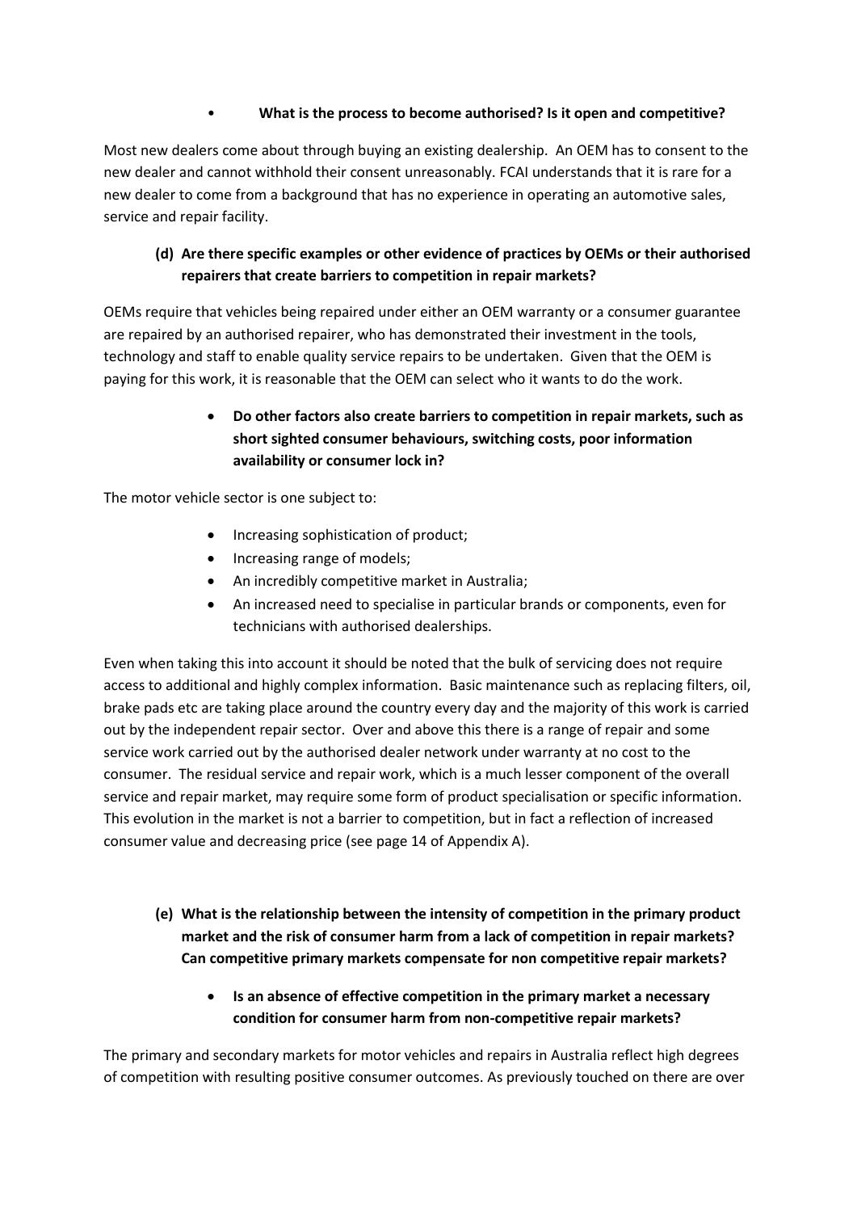- **What is the process to become authorised? Is it open and competitive?**

Most new dealers come about through buying an existing dealership. An OEM has to consent to the new dealer and cannot withhold their consent unreasonably. FCAI understands that it is rare for a new dealer to come from a background that has no experience in operating an automotive sales, service and repair facility.

**(d) Are there specific examples or other evidence of practices by OEMs or their authorised repairers that create barriers to competition in repair markets?**

OEMs require that vehicles being repaired under either an OEM warranty or a consumer guarantee are repaired by an authorised repairer, who has demonstrated their investment in the tools, technology and staff to enable quality service repairs to be undertaken. Given that the OEM is paying for this work, it is reasonable that the OEM can select who it wants to do the work.

- **Do other factors also create barriers to competition in repair markets, such as short sighted consumer behaviours, switching costs, poor information availability or consumer lock in?**

The motor vehicle sector is one subject to:

- Increasing sophistication of product;
- Increasing range of models;
- An incredibly competitive market in Australia;
- An increased need to specialise in particular brands or components, even for technicians with authorised dealerships.

Even when taking this into account it should be noted that the bulk of servicing does not require access to additional and highly complex information. Basic maintenance such as replacing filters, oil, brake pads etc are taking place around the country every day and the majority of this work is carried out by the independent repair sector. Over and above this there is a range of repair and some service work carried out by the authorised dealer network under warranty at no cost to the consumer. The residual service and repair work, which is a much lesser component of the overall service and repair market, may require some form of product specialisation or specific information. This evolution in the market is not a barrier to competition, but in fact a reflection of increased consumer value and decreasing price (see page 14 of Appendix A).

**(e) What is the relationship between the intensity of competition in the primary product market and the risk of consumer harm from a lack of competition in repair markets? Can competitive primary markets compensate for non competitive repair markets?**

- **Is an absence of effective competition in the primary market a necessary condition for consumer harm from non-competitive repair markets?**

The primary and secondary markets for motor vehicles and repairs in Australia reflect high degrees of competition with resulting positive consumer outcomes. As previously touched on there are over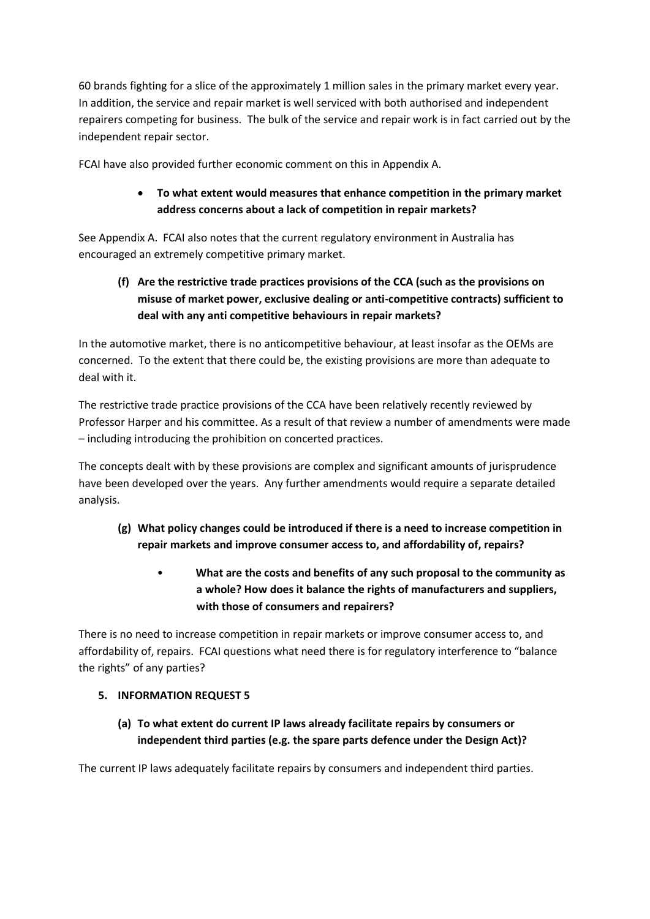60 brands fighting for a slice of the approximately 1 million sales in the primary market every year. In addition, the service and repair market is well serviced with both authorised and independent repairers competing for business. The bulk of the service and repair work is in fact carried out by the independent repair sector.

FCAI have also provided further economic comment on this in Appendix A.

- **To what extent would measures that enhance competition in the primary market address concerns about a lack of competition in repair markets?**

See Appendix A. FCAI also notes that the current regulatory environment in Australia has encouraged an extremely competitive primary market.

**(f) Are the restrictive trade practices provisions of the CCA (such as the provisions on misuse of market power, exclusive dealing or anti-competitive contracts) sufficient to deal with any anti competitive behaviours in repair markets?**

In the automotive market, there is no anticompetitive behaviour, at least insofar as the OEMs are concerned. To the extent that there could be, the existing provisions are more than adequate to deal with it.

The restrictive trade practice provisions of the CCA have been relatively recently reviewed by Professor Harper and his committee. As a result of that review a number of amendments were made – including introducing the prohibition on concerted practices.

The concepts dealt with by these provisions are complex and significant amounts of jurisprudence have been developed over the years. Any further amendments would require a separate detailed analysis.

**(g) What policy changes could be introduced if there is a need to increase competition in repair markets and improve consumer access to, and affordability of, repairs?**

- **What are the costs and benefits of any such proposal to the community as a whole? How does it balance the rights of manufacturers and suppliers, with those of consumers and repairers?**

There is no need to increase competition in repair markets or improve consumer access to, and affordability of, repairs. FCAI questions what need there is for regulatory interference to "balance the rights" of any parties?

## 5. INFORMATION REQUEST 5

**(a) To what extent do current IP laws already facilitate repairs by consumers or independent third parties (e.g. the spare parts defence under the Design Act)?**

The current IP laws adequately facilitate repairs by consumers and independent third parties.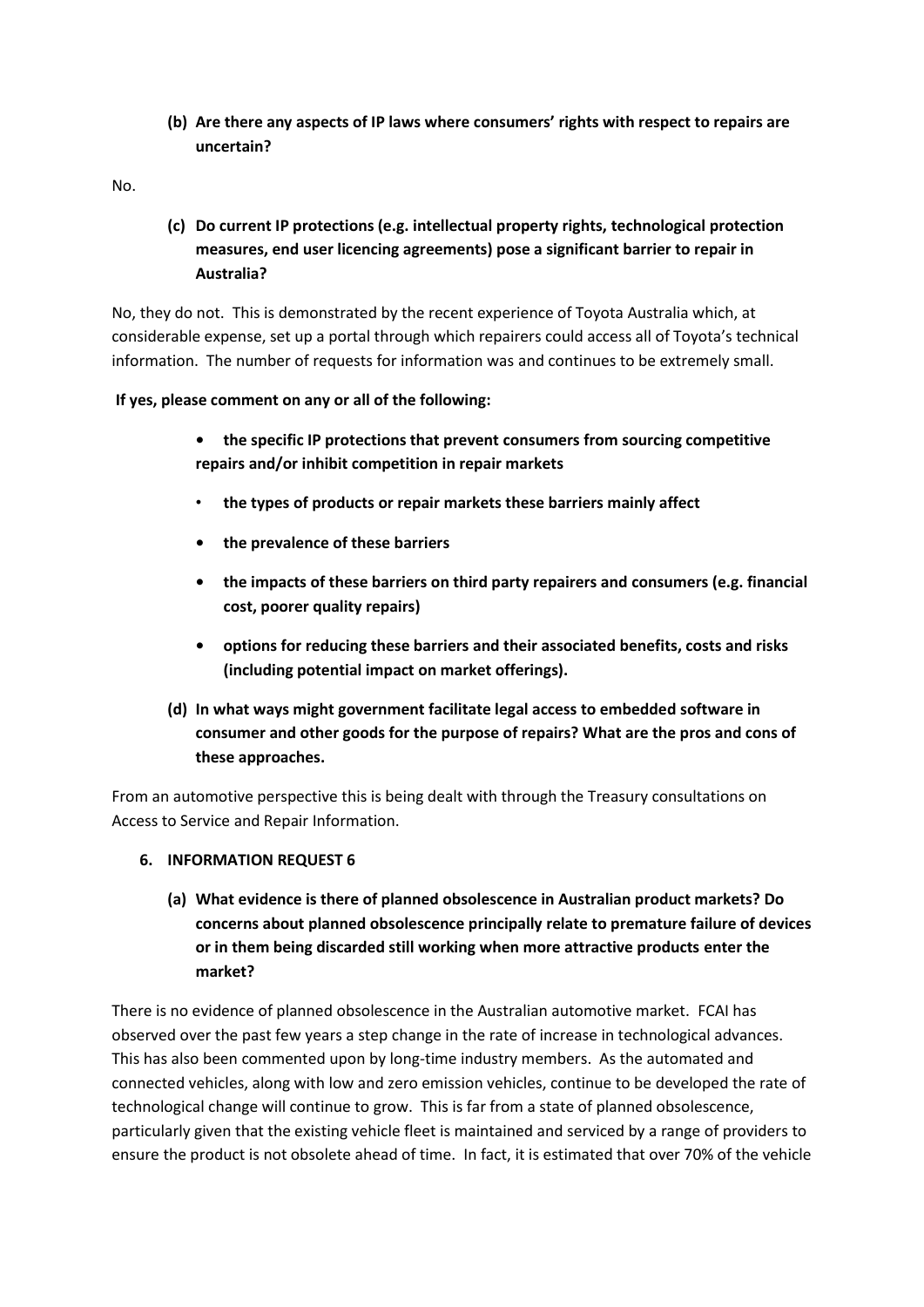**(b) Are there any aspects of IP laws where consumers' rights with respect to repairs are uncertain?**

No.

**(c) Do current IP protections (e.g. intellectual property rights, technological protection measures, end user licencing agreements) pose a significant barrier to repair in Australia?**

No, they do not. This is demonstrated by the recent experience of Toyota Australia which, at considerable expense, set up a portal through which repairers could access all of Toyota's technical information. The number of requests for information was and continues to be extremely small.

**If yes, please comment on any or all of the following:**

- **the specific IP protections that prevent consumers from sourcing competitive repairs and/or inhibit competition in repair markets**
- **the types of products or repair markets these barriers mainly affect**
- **the prevalence of these barriers**
- **the impacts of these barriers on third party repairers and consumers (e.g. financial cost, poorer quality repairs)**
- **options for reducing these barriers and their associated benefits, costs and risks (including potential impact on market offerings).**

**(d) In what ways might government facilitate legal access to embedded software in consumer and other goods for the purpose of repairs? What are the pros and cons of these approaches.**

From an automotive perspective this is being dealt with through the Treasury consultations on Access to Service and Repair Information.

## 6. INFORMATION REQUEST 6

**(a) What evidence is there of planned obsolescence in Australian product markets? Do concerns about planned obsolescence principally relate to premature failure of devices or in them being discarded still working when more attractive products enter the market?**

There is no evidence of planned obsolescence in the Australian automotive market. FCAI has observed over the past few years a step change in the rate of increase in technological advances. This has also been commented upon by long-time industry members. As the automated and connected vehicles, along with low and zero emission vehicles, continue to be developed the rate of technological change will continue to grow. This is far from a state of planned obsolescence, particularly given that the existing vehicle fleet is maintained and serviced by a range of providers to ensure the product is not obsolete ahead of time. In fact, it is estimated that over 70% of the vehicle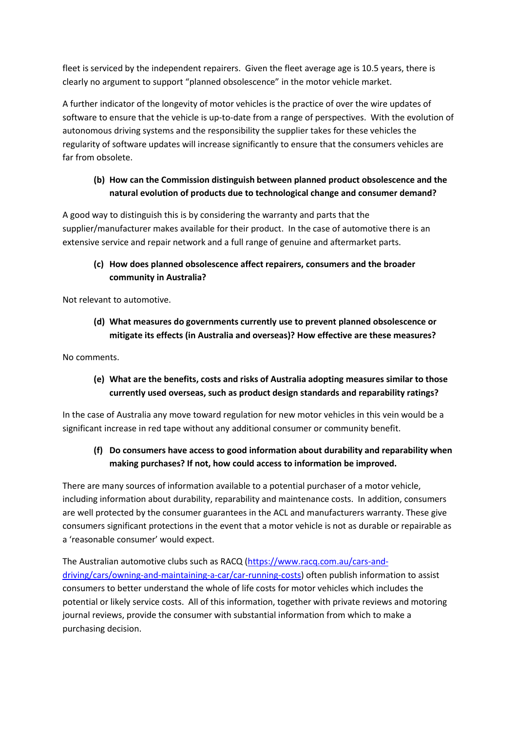fleet is serviced by the independent repairers. Given the fleet average age is 10.5 years, there is clearly no argument to support "planned obsolescence" in the motor vehicle market.

A further indicator of the longevity of motor vehicles is the practice of over the wire updates of software to ensure that the vehicle is up-to-date from a range of perspectives. With the evolution of autonomous driving systems and the responsibility the supplier takes for these vehicles the regularity of software updates will increase significantly to ensure that the consumers vehicles are far from obsolete.

**(b) How can the Commission distinguish between planned product obsolescence and the natural evolution of products due to technological change and consumer demand?**

A good way to distinguish this is by considering the warranty and parts that the supplier/manufacturer makes available for their product. In the case of automotive there is an extensive service and repair network and a full range of genuine and aftermarket parts.

**(c) How does planned obsolescence affect repairers, consumers and the broader community in Australia?**

Not relevant to automotive.

**(d) What measures do governments currently use to prevent planned obsolescence or mitigate its effects (in Australia and overseas)? How effective are these measures?**

No comments.

**(e) What are the benefits, costs and risks of Australia adopting measures similar to those currently used overseas, such as product design standards and reparability ratings?**

In the case of Australia any move toward regulation for new motor vehicles in this vein would be a significant increase in red tape without any additional consumer or community benefit.

**(f) Do consumers have access to good information about durability and reparability when making purchases? If not, how could access to information be improved.**

There are many sources of information available to a potential purchaser of a motor vehicle, including information about durability, reparability and maintenance costs. In addition, consumers are well protected by the consumer guarantees in the ACL and manufacturers warranty. These give consumers significant protections in the event that a motor vehicle is not as durable or repairable as a 'reasonable consumer' would expect.

The Australian automotive clubs such as RACQ ([https://www.racq.com.au/cars-and-driving/cars/owning-and-maintaining-a-car/car-running-costs](https://www.racq.com.au/cars-and-driving/cars/owning-and-maintaining-a-car/car-running-costs)) often publish information to assist consumers to better understand the whole of life costs for motor vehicles which includes the potential or likely service costs. All of this information, together with private reviews and motoring journal reviews, provide the consumer with substantial information from which to make a purchasing decision.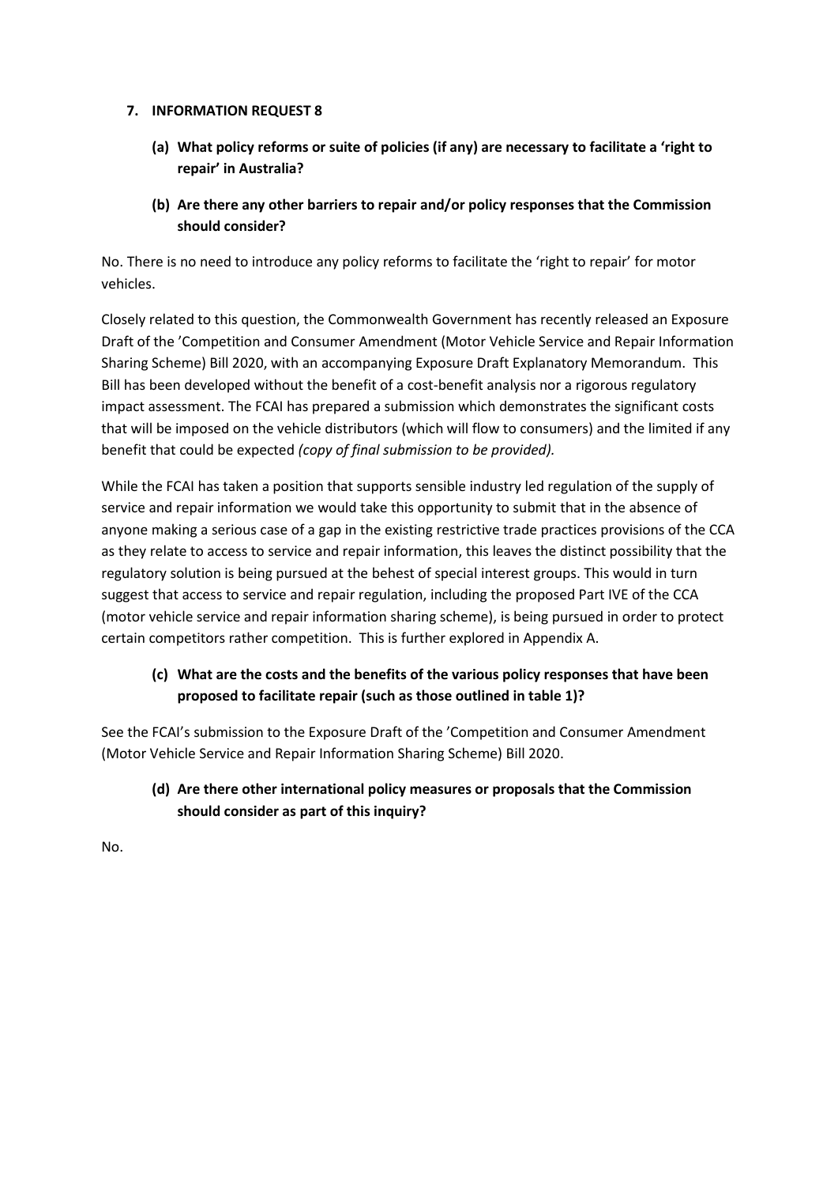## 7. INFORMATION REQUEST 8

**(a) What policy reforms or suite of policies (if any) are necessary to facilitate a 'right to repair' in Australia?**

**(b) Are there any other barriers to repair and/or policy responses that the Commission should consider?**

No. There is no need to introduce any policy reforms to facilitate the 'right to repair' for motor vehicles.

Closely related to this question, the Commonwealth Government has recently released an Exposure Draft of the 'Competition and Consumer Amendment (Motor Vehicle Service and Repair Information Sharing Scheme) Bill 2020, with an accompanying Exposure Draft Explanatory Memorandum. This Bill has been developed without the benefit of a cost-benefit analysis nor a rigorous regulatory impact assessment. The FCAI has prepared a submission which demonstrates the significant costs that will be imposed on the vehicle distributors (which will flow to consumers) and the limited if any benefit that could be expected *(copy of final submission to be provided).*

While the FCAI has taken a position that supports sensible industry led regulation of the supply of service and repair information we would take this opportunity to submit that in the absence of anyone making a serious case of a gap in the existing restrictive trade practices provisions of the CCA as they relate to access to service and repair information, this leaves the distinct possibility that the regulatory solution is being pursued at the behest of special interest groups. This would in turn suggest that access to service and repair regulation, including the proposed Part IVE of the CCA (motor vehicle service and repair information sharing scheme), is being pursued in order to protect certain competitors rather competition. This is further explored in Appendix A.

**(c) What are the costs and the benefits of the various policy responses that have been proposed to facilitate repair (such as those outlined in table 1)?**

See the FCAI's submission to the Exposure Draft of the 'Competition and Consumer Amendment (Motor Vehicle Service and Repair Information Sharing Scheme) Bill 2020.

**(d) Are there other international policy measures or proposals that the Commission should consider as part of this inquiry?**

No.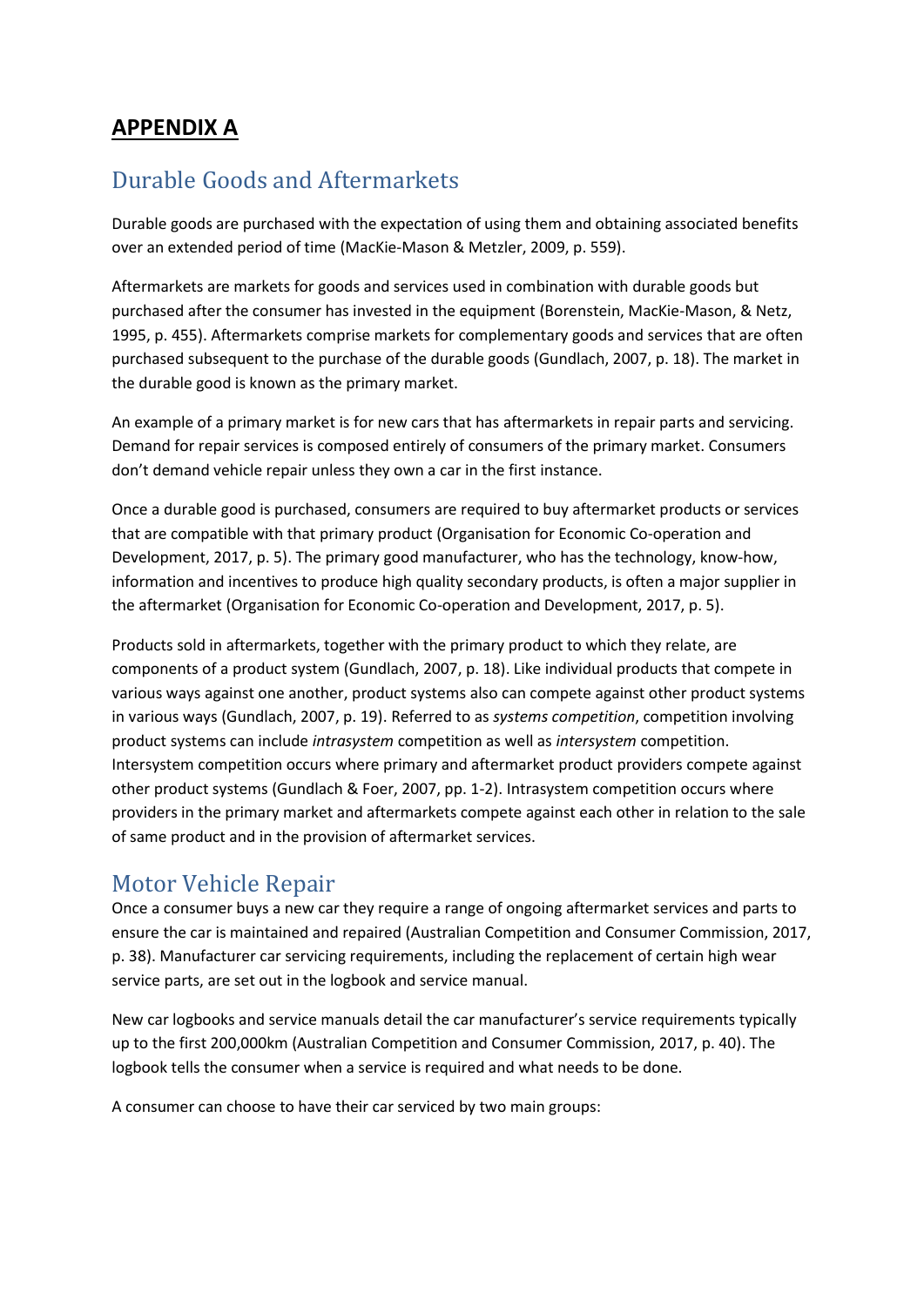## APPENDIX A

## Durable Goods and Aftermarkets

Durable goods are purchased with the expectation of using them and obtaining associated benefits over an extended period of time (MacKie-Mason & Metzler, 2009, p. 559).

Aftermarkets are markets for goods and services used in combination with durable goods but purchased after the consumer has invested in the equipment (Borenstein, MacKie-Mason, & Netz, 1995, p. 455). Aftermarkets comprise markets for complementary goods and services that are often purchased subsequent to the purchase of the durable goods (Gundlach, 2007, p. 18). The market in the durable good is known as the primary market.

An example of a primary market is for new cars that has aftermarkets in repair parts and servicing. Demand for repair services is composed entirely of consumers of the primary market. Consumers don't demand vehicle repair unless they own a car in the first instance.

Once a durable good is purchased, consumers are required to buy aftermarket products or services that are compatible with that primary product (Organisation for Economic Co-operation and Development, 2017, p. 5). The primary good manufacturer, who has the technology, know-how, information and incentives to produce high quality secondary products, is often a major supplier in the aftermarket (Organisation for Economic Co-operation and Development, 2017, p. 5).

Products sold in aftermarkets, together with the primary product to which they relate, are components of a product system (Gundlach, 2007, p. 18). Like individual products that compete in various ways against one another, product systems also can compete against other product systems in various ways (Gundlach, 2007, p. 19). Referred to as *systems competition*, competition involving product systems can include *intrasystem* competition as well as *intersystem* competition. Intersystem competition occurs where primary and aftermarket product providers compete against other product systems (Gundlach & Foer, 2007, pp. 1-2). Intrasystem competition occurs where providers in the primary market and aftermarkets compete against each other in relation to the sale of same product and in the provision of aftermarket services.

## Motor Vehicle Repair

Once a consumer buys a new car they require a range of ongoing aftermarket services and parts to ensure the car is maintained and repaired (Australian Competition and Consumer Commission, 2017, p. 38). Manufacturer car servicing requirements, including the replacement of certain high wear service parts, are set out in the logbook and service manual.

New car logbooks and service manuals detail the car manufacturer's service requirements typically up to the first 200,000km (Australian Competition and Consumer Commission, 2017, p. 40). The logbook tells the consumer when a service is required and what needs to be done.

A consumer can choose to have their car serviced by two main groups: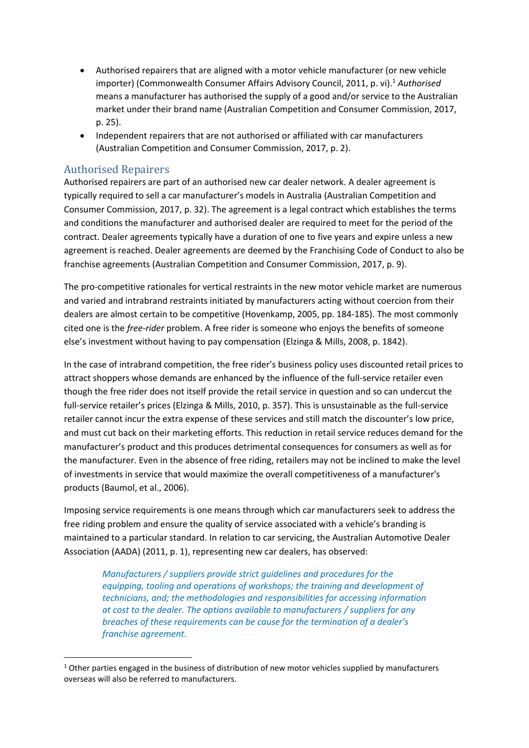- Authorised repairers that are aligned with a motor vehicle manufacturer (or new vehicle importer) (Commonwealth Consumer Affairs Advisory Council, 2011, p. vi).[1] *Authorised* means a manufacturer has authorised the supply of a good and/or service to the Australian market under their brand name (Australian Competition and Consumer Commission, 2017, p. 25).
- Independent repairers that are not authorised or affiliated with car manufacturers (Australian Competition and Consumer Commission, 2017, p. 2).

## Authorised Repairers

Authorised repairers are part of an authorised new car dealer network. A dealer agreement is typically required to sell a car manufacturer's models in Australia (Australian Competition and Consumer Commission, 2017, p. 32). The agreement is a legal contract which establishes the terms and conditions the manufacturer and authorised dealer are required to meet for the period of the contract. Dealer agreements typically have a duration of one to five years and expire unless a new agreement is reached. Dealer agreements are deemed by the Franchising Code of Conduct to also be franchise agreements (Australian Competition and Consumer Commission, 2017, p. 9).

The pro-competitive rationales for vertical restraints in the new motor vehicle market are numerous and varied and intrabrand restraints initiated by manufacturers acting without coercion from their dealers are almost certain to be competitive (Hovenkamp, 2005, pp. 184-185). The most commonly cited one is the *free-rider* problem. A free rider is someone who enjoys the benefits of someone else's investment without having to pay compensation (Elzinga & Mills, 2008, p. 1842).

In the case of intrabrand competition, the free rider's business policy uses discounted retail prices to attract shoppers whose demands are enhanced by the influence of the full-service retailer even though the free rider does not itself provide the retail service in question and so can undercut the full-service retailer's prices (Elzinga & Mills, 2010, p. 357). This is unsustainable as the full-service retailer cannot incur the extra expense of these services and still match the discounter's low price, and must cut back on their marketing efforts. This reduction in retail service reduces demand for the manufacturer's product and this produces detrimental consequences for consumers as well as for the manufacturer. Even in the absence of free riding, retailers may not be inclined to make the level of investments in service that would maximize the overall competitiveness of a manufacturer's products (Baumol, et al., 2006).

Imposing service requirements is one means through which car manufacturers seek to address the free riding problem and ensure the quality of service associated with a vehicle's branding is maintained to a particular standard. In relation to car servicing, the Australian Automotive Dealer Association (AADA) (2011, p. 1), representing new car dealers, has observed:

> *Manufacturers / suppliers provide strict guidelines and procedures for the equipping, tooling and operations of workshops; the training and development of technicians, and; the methodologies and responsibilities for accessing information at cost to the dealer. The options available to manufacturers / suppliers for any breaches of these requirements can be cause for the termination of a dealer's franchise agreement.*

---

[1] Other parties engaged in the business of distribution of new motor vehicles supplied by manufacturers overseas will also be referred to manufacturers.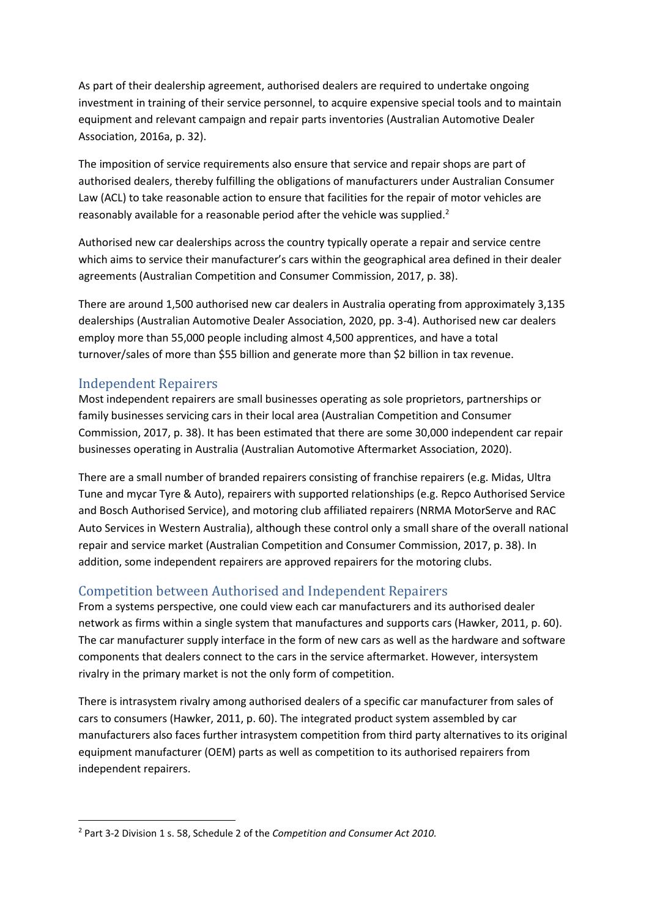As part of their dealership agreement, authorised dealers are required to undertake ongoing investment in training of their service personnel, to acquire expensive special tools and to maintain equipment and relevant campaign and repair parts inventories (Australian Automotive Dealer Association, 2016a, p. 32).

The imposition of service requirements also ensure that service and repair shops are part of authorised dealers, thereby fulfilling the obligations of manufacturers under Australian Consumer Law (ACL) to take reasonable action to ensure that facilities for the repair of motor vehicles are reasonably available for a reasonable period after the vehicle was supplied.[2]

Authorised new car dealerships across the country typically operate a repair and service centre which aims to service their manufacturer's cars within the geographical area defined in their dealer agreements (Australian Competition and Consumer Commission, 2017, p. 38).

There are around 1,500 authorised new car dealers in Australia operating from approximately 3,135 dealerships (Australian Automotive Dealer Association, 2020, pp. 3-4). Authorised new car dealers employ more than 55,000 people including almost 4,500 apprentices, and have a total turnover/sales of more than $55 billion and generate more than $2 billion in tax revenue.

## Independent Repairers

Most independent repairers are small businesses operating as sole proprietors, partnerships or family businesses servicing cars in their local area (Australian Competition and Consumer Commission, 2017, p. 38). It has been estimated that there are some 30,000 independent car repair businesses operating in Australia (Australian Automotive Aftermarket Association, 2020).

There are a small number of branded repairers consisting of franchise repairers (e.g. Midas, Ultra Tune and mycar Tyre & Auto), repairers with supported relationships (e.g. Repco Authorised Service and Bosch Authorised Service), and motoring club affiliated repairers (NRMA MotorServe and RAC Auto Services in Western Australia), although these control only a small share of the overall national repair and service market (Australian Competition and Consumer Commission, 2017, p. 38). In addition, some independent repairers are approved repairers for the motoring clubs.

## Competition between Authorised and Independent Repairers

From a systems perspective, one could view each car manufacturers and its authorised dealer network as firms within a single system that manufactures and supports cars (Hawker, 2011, p. 60). The car manufacturer supply interface in the form of new cars as well as the hardware and software components that dealers connect to the cars in the service aftermarket. However, intersystem rivalry in the primary market is not the only form of competition.

There is intrasystem rivalry among authorised dealers of a specific car manufacturer from sales of cars to consumers (Hawker, 2011, p. 60). The integrated product system assembled by car manufacturers also faces further intrasystem competition from third party alternatives to its original equipment manufacturer (OEM) parts as well as competition to its authorised repairers from independent repairers.

---

[2] Part 3-2 Division 1 s. 58, Schedule 2 of the *Competition and Consumer Act 2010.*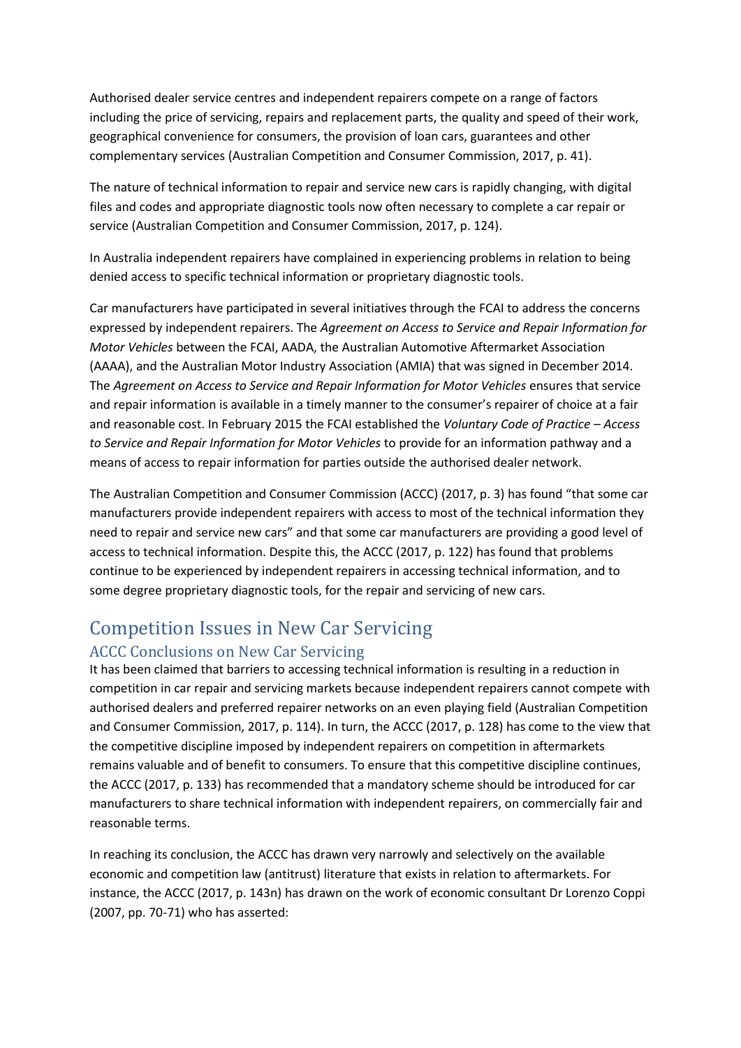Authorised dealer service centres and independent repairers compete on a range of factors including the price of servicing, repairs and replacement parts, the quality and speed of their work, geographical convenience for consumers, the provision of loan cars, guarantees and other complementary services (Australian Competition and Consumer Commission, 2017, p. 41).

The nature of technical information to repair and service new cars is rapidly changing, with digital files and codes and appropriate diagnostic tools now often necessary to complete a car repair or service (Australian Competition and Consumer Commission, 2017, p. 124).

In Australia independent repairers have complained in experiencing problems in relation to being denied access to specific technical information or proprietary diagnostic tools.

Car manufacturers have participated in several initiatives through the FCAI to address the concerns expressed by independent repairers. The *Agreement on Access to Service and Repair Information for Motor Vehicles* between the FCAI, AADA, the Australian Automotive Aftermarket Association (AAAA), and the Australian Motor Industry Association (AMIA) that was signed in December 2014. The *Agreement on Access to Service and Repair Information for Motor Vehicles* ensures that service and repair information is available in a timely manner to the consumer's repairer of choice at a fair and reasonable cost. In February 2015 the FCAI established the *Voluntary Code of Practice – Access to Service and Repair Information for Motor Vehicles* to provide for an information pathway and a means of access to repair information for parties outside the authorised dealer network.

The Australian Competition and Consumer Commission (ACCC) (2017, p. 3) has found "that some car manufacturers provide independent repairers with access to most of the technical information they need to repair and service new cars" and that some car manufacturers are providing a good level of access to technical information. Despite this, the ACCC (2017, p. 122) has found that problems continue to be experienced by independent repairers in accessing technical information, and to some degree proprietary diagnostic tools, for the repair and servicing of new cars.

# Competition Issues in New Car Servicing

## ACCC Conclusions on New Car Servicing

It has been claimed that barriers to accessing technical information is resulting in a reduction in competition in car repair and servicing markets because independent repairers cannot compete with authorised dealers and preferred repairer networks on an even playing field (Australian Competition and Consumer Commission, 2017, p. 114). In turn, the ACCC (2017, p. 128) has come to the view that the competitive discipline imposed by independent repairers on competition in aftermarkets remains valuable and of benefit to consumers. To ensure that this competitive discipline continues, the ACCC (2017, p. 133) has recommended that a mandatory scheme should be introduced for car manufacturers to share technical information with independent repairers, on commercially fair and reasonable terms.

In reaching its conclusion, the ACCC has drawn very narrowly and selectively on the available economic and competition law (antitrust) literature that exists in relation to aftermarkets. For instance, the ACCC (2017, p. 143n) has drawn on the work of economic consultant Dr Lorenzo Coppi (2007, pp. 70-71) who has asserted: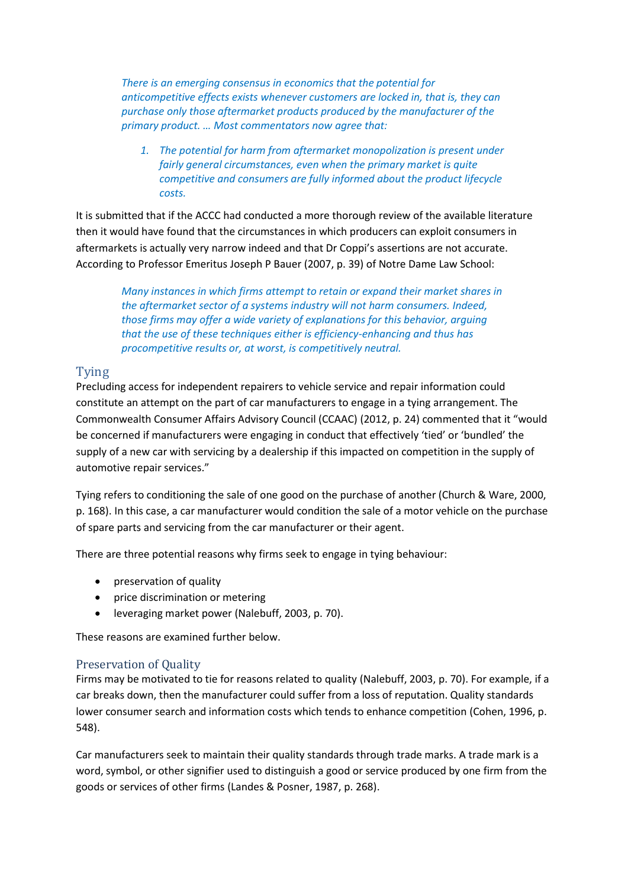> *There is an emerging consensus in economics that the potential for anticompetitive effects exists whenever customers are locked in, that is, they can purchase only those aftermarket products produced by the manufacturer of the primary product. … Most commentators now agree that:*
>
> 1. *The potential for harm from aftermarket monopolization is present under fairly general circumstances, even when the primary market is quite competitive and consumers are fully informed about the product lifecycle costs.*

It is submitted that if the ACCC had conducted a more thorough review of the available literature then it would have found that the circumstances in which producers can exploit consumers in aftermarkets is actually very narrow indeed and that Dr Coppi's assertions are not accurate. According to Professor Emeritus Joseph P Bauer (2007, p. 39) of Notre Dame Law School:

> *Many instances in which firms attempt to retain or expand their market shares in the aftermarket sector of a systems industry will not harm consumers. Indeed, those firms may offer a wide variety of explanations for this behavior, arguing that the use of these techniques either is efficiency-enhancing and thus has procompetitive results or, at worst, is competitively neutral.*

## Tying

Precluding access for independent repairers to vehicle service and repair information could constitute an attempt on the part of car manufacturers to engage in a tying arrangement. The Commonwealth Consumer Affairs Advisory Council (CCAAC) (2012, p. 24) commented that it "would be concerned if manufacturers were engaging in conduct that effectively 'tied' or 'bundled' the supply of a new car with servicing by a dealership if this impacted on competition in the supply of automotive repair services."

Tying refers to conditioning the sale of one good on the purchase of another (Church & Ware, 2000, p. 168). In this case, a car manufacturer would condition the sale of a motor vehicle on the purchase of spare parts and servicing from the car manufacturer or their agent.

There are three potential reasons why firms seek to engage in tying behaviour:

- preservation of quality
- price discrimination or metering
- leveraging market power (Nalebuff, 2003, p. 70).

These reasons are examined further below.

### Preservation of Quality

Firms may be motivated to tie for reasons related to quality (Nalebuff, 2003, p. 70). For example, if a car breaks down, then the manufacturer could suffer from a loss of reputation. Quality standards lower consumer search and information costs which tends to enhance competition (Cohen, 1996, p. 548).

Car manufacturers seek to maintain their quality standards through trade marks. A trade mark is a word, symbol, or other signifier used to distinguish a good or service produced by one firm from the goods or services of other firms (Landes & Posner, 1987, p. 268).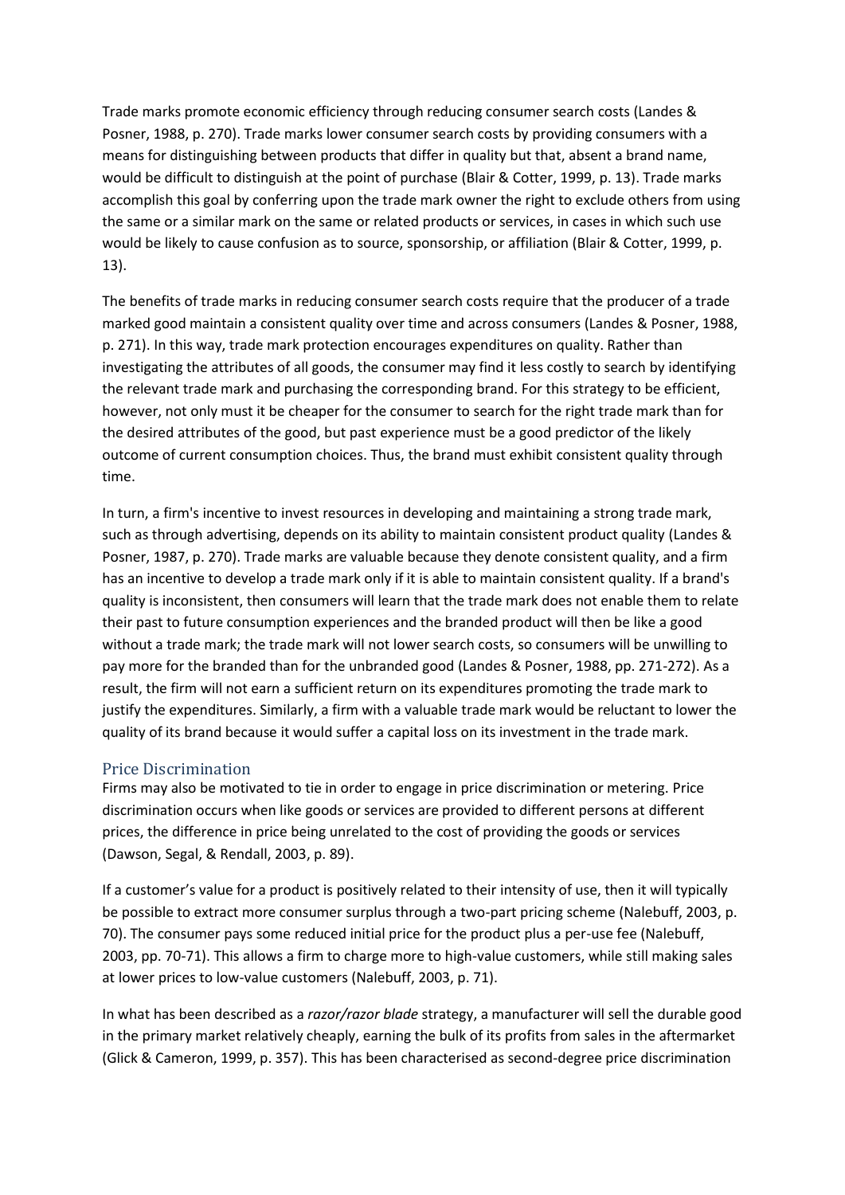Trade marks promote economic efficiency through reducing consumer search costs (Landes & Posner, 1988, p. 270). Trade marks lower consumer search costs by providing consumers with a means for distinguishing between products that differ in quality but that, absent a brand name, would be difficult to distinguish at the point of purchase (Blair & Cotter, 1999, p. 13). Trade marks accomplish this goal by conferring upon the trade mark owner the right to exclude others from using the same or a similar mark on the same or related products or services, in cases in which such use would be likely to cause confusion as to source, sponsorship, or affiliation (Blair & Cotter, 1999, p. 13).

The benefits of trade marks in reducing consumer search costs require that the producer of a trade marked good maintain a consistent quality over time and across consumers (Landes & Posner, 1988, p. 271). In this way, trade mark protection encourages expenditures on quality. Rather than investigating the attributes of all goods, the consumer may find it less costly to search by identifying the relevant trade mark and purchasing the corresponding brand. For this strategy to be efficient, however, not only must it be cheaper for the consumer to search for the right trade mark than for the desired attributes of the good, but past experience must be a good predictor of the likely outcome of current consumption choices. Thus, the brand must exhibit consistent quality through time.

In turn, a firm's incentive to invest resources in developing and maintaining a strong trade mark, such as through advertising, depends on its ability to maintain consistent product quality (Landes & Posner, 1987, p. 270). Trade marks are valuable because they denote consistent quality, and a firm has an incentive to develop a trade mark only if it is able to maintain consistent quality. If a brand's quality is inconsistent, then consumers will learn that the trade mark does not enable them to relate their past to future consumption experiences and the branded product will then be like a good without a trade mark; the trade mark will not lower search costs, so consumers will be unwilling to pay more for the branded than for the unbranded good (Landes & Posner, 1988, pp. 271-272). As a result, the firm will not earn a sufficient return on its expenditures promoting the trade mark to justify the expenditures. Similarly, a firm with a valuable trade mark would be reluctant to lower the quality of its brand because it would suffer a capital loss on its investment in the trade mark.

## Price Discrimination

Firms may also be motivated to tie in order to engage in price discrimination or metering. Price discrimination occurs when like goods or services are provided to different persons at different prices, the difference in price being unrelated to the cost of providing the goods or services (Dawson, Segal, & Rendall, 2003, p. 89).

If a customer's value for a product is positively related to their intensity of use, then it will typically be possible to extract more consumer surplus through a two-part pricing scheme (Nalebuff, 2003, p. 70). The consumer pays some reduced initial price for the product plus a per-use fee (Nalebuff, 2003, pp. 70-71). This allows a firm to charge more to high-value customers, while still making sales at lower prices to low-value customers (Nalebuff, 2003, p. 71).

In what has been described as a *razor/razor blade* strategy, a manufacturer will sell the durable good in the primary market relatively cheaply, earning the bulk of its profits from sales in the aftermarket (Glick & Cameron, 1999, p. 357). This has been characterised as second-degree price discrimination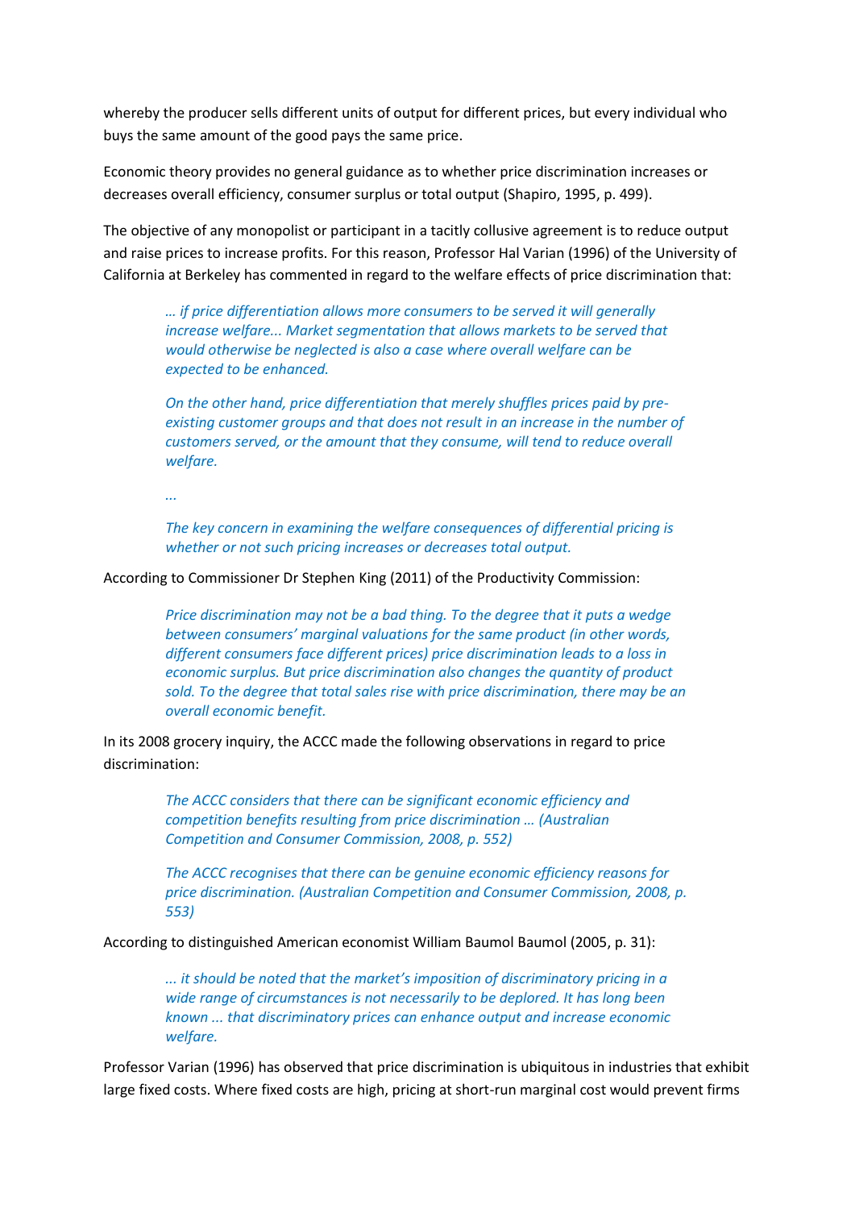whereby the producer sells different units of output for different prices, but every individual who buys the same amount of the good pays the same price.

Economic theory provides no general guidance as to whether price discrimination increases or decreases overall efficiency, consumer surplus or total output (Shapiro, 1995, p. 499).

The objective of any monopolist or participant in a tacitly collusive agreement is to reduce output and raise prices to increase profits. For this reason, Professor Hal Varian (1996) of the University of California at Berkeley has commented in regard to the welfare effects of price discrimination that:

> *… if price differentiation allows more consumers to be served it will generally increase welfare... Market segmentation that allows markets to be served that would otherwise be neglected is also a case where overall welfare can be expected to be enhanced.*
>
> *On the other hand, price differentiation that merely shuffles prices paid by pre-existing customer groups and that does not result in an increase in the number of customers served, or the amount that they consume, will tend to reduce overall welfare.*
>
> *...*
>
> *The key concern in examining the welfare consequences of differential pricing is whether or not such pricing increases or decreases total output.*

According to Commissioner Dr Stephen King (2011) of the Productivity Commission:

> *Price discrimination may not be a bad thing. To the degree that it puts a wedge between consumers' marginal valuations for the same product (in other words, different consumers face different prices) price discrimination leads to a loss in economic surplus. But price discrimination also changes the quantity of product sold. To the degree that total sales rise with price discrimination, there may be an overall economic benefit.*

In its 2008 grocery inquiry, the ACCC made the following observations in regard to price discrimination:

> *The ACCC considers that there can be significant economic efficiency and competition benefits resulting from price discrimination … (Australian Competition and Consumer Commission, 2008, p. 552)*
>
> *The ACCC recognises that there can be genuine economic efficiency reasons for price discrimination. (Australian Competition and Consumer Commission, 2008, p. 553)*

According to distinguished American economist William Baumol Baumol (2005, p. 31):

> *... it should be noted that the market's imposition of discriminatory pricing in a wide range of circumstances is not necessarily to be deplored. It has long been known ... that discriminatory prices can enhance output and increase economic welfare.*

Professor Varian (1996) has observed that price discrimination is ubiquitous in industries that exhibit large fixed costs. Where fixed costs are high, pricing at short-run marginal cost would prevent firms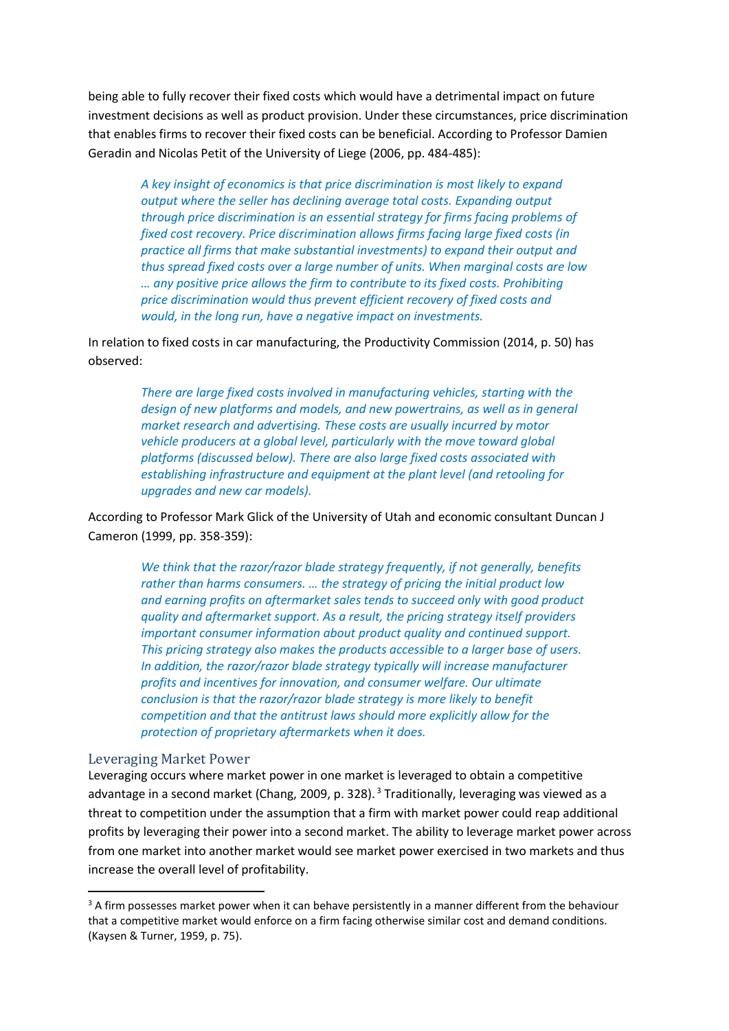being able to fully recover their fixed costs which would have a detrimental impact on future investment decisions as well as product provision. Under these circumstances, price discrimination that enables firms to recover their fixed costs can be beneficial. According to Professor Damien Geradin and Nicolas Petit of the University of Liege (2006, pp. 484-485):

> *A key insight of economics is that price discrimination is most likely to expand output where the seller has declining average total costs. Expanding output through price discrimination is an essential strategy for firms facing problems of fixed cost recovery. Price discrimination allows firms facing large fixed costs (in practice all firms that make substantial investments) to expand their output and thus spread fixed costs over a large number of units. When marginal costs are low … any positive price allows the firm to contribute to its fixed costs. Prohibiting price discrimination would thus prevent efficient recovery of fixed costs and would, in the long run, have a negative impact on investments.*

In relation to fixed costs in car manufacturing, the Productivity Commission (2014, p. 50) has observed:

> *There are large fixed costs involved in manufacturing vehicles, starting with the design of new platforms and models, and new powertrains, as well as in general market research and advertising. These costs are usually incurred by motor vehicle producers at a global level, particularly with the move toward global platforms (discussed below). There are also large fixed costs associated with establishing infrastructure and equipment at the plant level (and retooling for upgrades and new car models).*

According to Professor Mark Glick of the University of Utah and economic consultant Duncan J Cameron (1999, pp. 358-359):

> *We think that the razor/razor blade strategy frequently, if not generally, benefits rather than harms consumers. … the strategy of pricing the initial product low and earning profits on aftermarket sales tends to succeed only with good product quality and aftermarket support. As a result, the pricing strategy itself providers important consumer information about product quality and continued support. This pricing strategy also makes the products accessible to a larger base of users. In addition, the razor/razor blade strategy typically will increase manufacturer profits and incentives for innovation, and consumer welfare. Our ultimate conclusion is that the razor/razor blade strategy is more likely to benefit competition and that the antitrust laws should more explicitly allow for the protection of proprietary aftermarkets when it does.*

## Leveraging Market Power

Leveraging occurs where market power in one market is leveraged to obtain a competitive advantage in a second market (Chang, 2009, p. 328).[3] Traditionally, leveraging was viewed as a threat to competition under the assumption that a firm with market power could reap additional profits by leveraging their power into a second market. The ability to leverage market power across from one market into another market would see market power exercised in two markets and thus increase the overall level of profitability.

---

[3] A firm possesses market power when it can behave persistently in a manner different from the behaviour that a competitive market would enforce on a firm facing otherwise similar cost and demand conditions. (Kaysen & Turner, 1959, p. 75).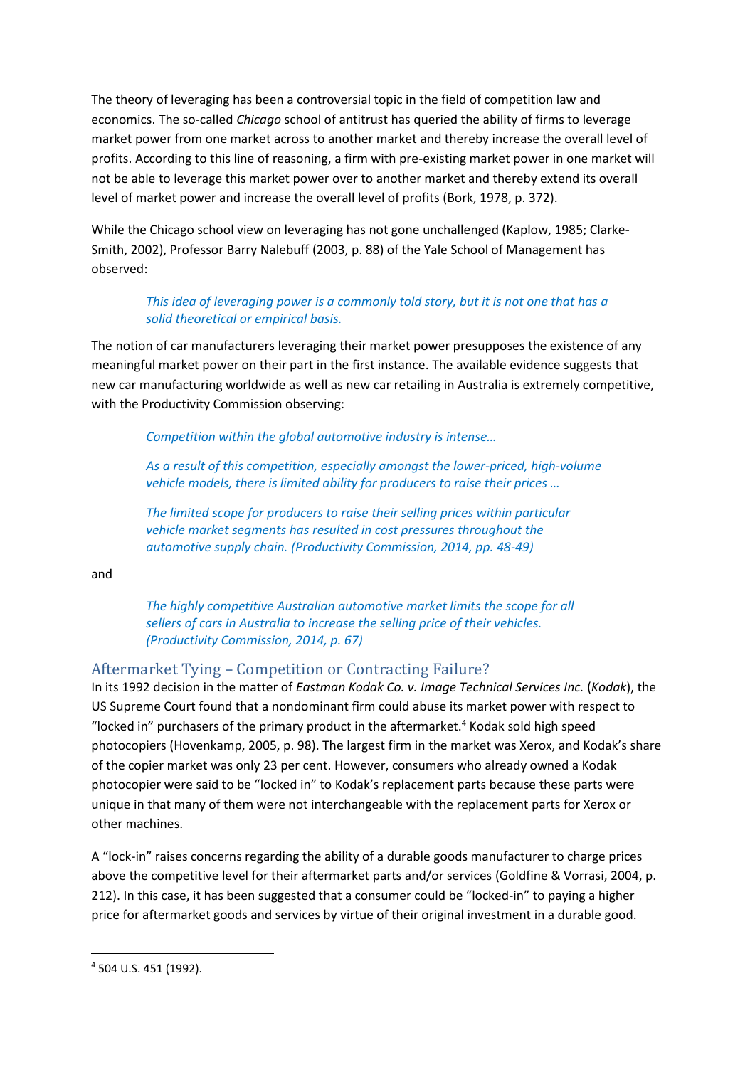The theory of leveraging has been a controversial topic in the field of competition law and economics. The so-called *Chicago* school of antitrust has queried the ability of firms to leverage market power from one market across to another market and thereby increase the overall level of profits. According to this line of reasoning, a firm with pre-existing market power in one market will not be able to leverage this market power over to another market and thereby extend its overall level of market power and increase the overall level of profits (Bork, 1978, p. 372).

While the Chicago school view on leveraging has not gone unchallenged (Kaplow, 1985; Clarke-Smith, 2002), Professor Barry Nalebuff (2003, p. 88) of the Yale School of Management has observed:

> *This idea of leveraging power is a commonly told story, but it is not one that has a solid theoretical or empirical basis.*

The notion of car manufacturers leveraging their market power presupposes the existence of any meaningful market power on their part in the first instance. The available evidence suggests that new car manufacturing worldwide as well as new car retailing in Australia is extremely competitive, with the Productivity Commission observing:

> *Competition within the global automotive industry is intense…*
>
> *As a result of this competition, especially amongst the lower-priced, high-volume vehicle models, there is limited ability for producers to raise their prices …*
>
> *The limited scope for producers to raise their selling prices within particular vehicle market segments has resulted in cost pressures throughout the automotive supply chain. (Productivity Commission, 2014, pp. 48-49)*

and

> *The highly competitive Australian automotive market limits the scope for all sellers of cars in Australia to increase the selling price of their vehicles. (Productivity Commission, 2014, p. 67)*

## Aftermarket Tying – Competition or Contracting Failure?

In its 1992 decision in the matter of *Eastman Kodak Co. v. Image Technical Services Inc.* (*Kodak*), the US Supreme Court found that a nondominant firm could abuse its market power with respect to "locked in" purchasers of the primary product in the aftermarket.[4] Kodak sold high speed photocopiers (Hovenkamp, 2005, p. 98). The largest firm in the market was Xerox, and Kodak's share of the copier market was only 23 per cent. However, consumers who already owned a Kodak photocopier were said to be "locked in" to Kodak's replacement parts because these parts were unique in that many of them were not interchangeable with the replacement parts for Xerox or other machines.

A "lock-in" raises concerns regarding the ability of a durable goods manufacturer to charge prices above the competitive level for their aftermarket parts and/or services (Goldfine & Vorrasi, 2004, p. 212). In this case, it has been suggested that a consumer could be "locked-in" to paying a higher price for aftermarket goods and services by virtue of their original investment in a durable good.

---

[4] 504 U.S. 451 (1992).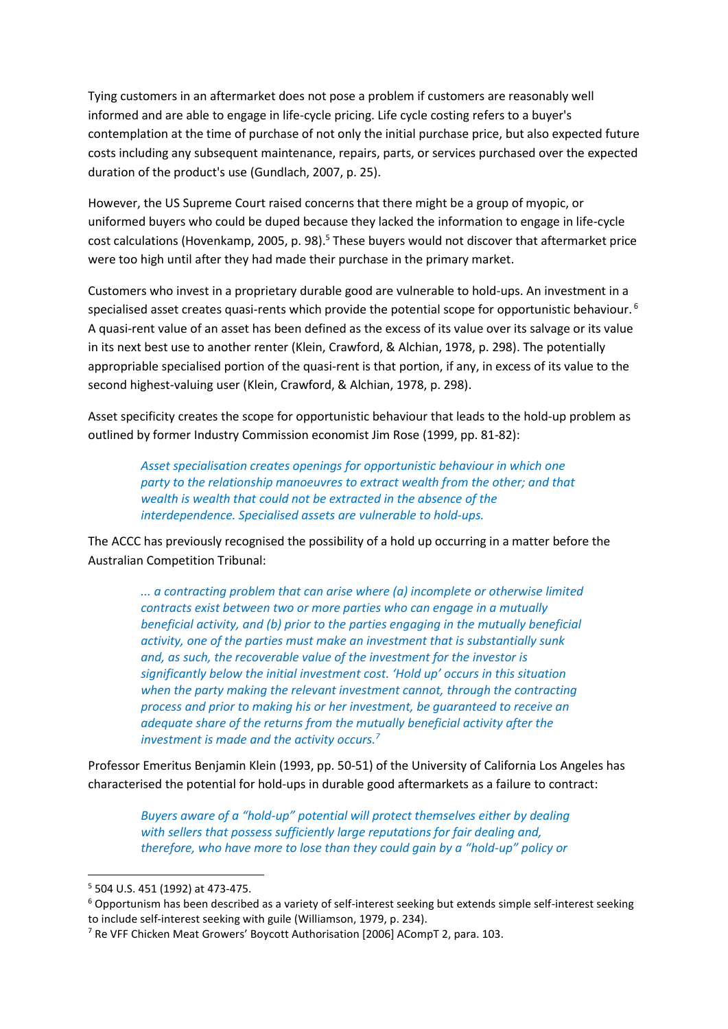Tying customers in an aftermarket does not pose a problem if customers are reasonably well informed and are able to engage in life-cycle pricing. Life cycle costing refers to a buyer's contemplation at the time of purchase of not only the initial purchase price, but also expected future costs including any subsequent maintenance, repairs, parts, or services purchased over the expected duration of the product's use (Gundlach, 2007, p. 25).

However, the US Supreme Court raised concerns that there might be a group of myopic, or uniformed buyers who could be duped because they lacked the information to engage in life-cycle cost calculations (Hovenkamp, 2005, p. 98).[5] These buyers would not discover that aftermarket price were too high until after they had made their purchase in the primary market.

Customers who invest in a proprietary durable good are vulnerable to hold-ups. An investment in a specialised asset creates quasi-rents which provide the potential scope for opportunistic behaviour.[6] A quasi-rent value of an asset has been defined as the excess of its value over its salvage or its value in its next best use to another renter (Klein, Crawford, & Alchian, 1978, p. 298). The potentially appropriable specialised portion of the quasi-rent is that portion, if any, in excess of its value to the second highest-valuing user (Klein, Crawford, & Alchian, 1978, p. 298).

Asset specificity creates the scope for opportunistic behaviour that leads to the hold-up problem as outlined by former Industry Commission economist Jim Rose (1999, pp. 81-82):

> *Asset specialisation creates openings for opportunistic behaviour in which one party to the relationship manoeuvres to extract wealth from the other; and that wealth is wealth that could not be extracted in the absence of the interdependence. Specialised assets are vulnerable to hold-ups.*

The ACCC has previously recognised the possibility of a hold up occurring in a matter before the Australian Competition Tribunal:

> *... a contracting problem that can arise where (a) incomplete or otherwise limited contracts exist between two or more parties who can engage in a mutually beneficial activity, and (b) prior to the parties engaging in the mutually beneficial activity, one of the parties must make an investment that is substantially sunk and, as such, the recoverable value of the investment for the investor is significantly below the initial investment cost. 'Hold up' occurs in this situation when the party making the relevant investment cannot, through the contracting process and prior to making his or her investment, be guaranteed to receive an adequate share of the returns from the mutually beneficial activity after the investment is made and the activity occurs.*[7]

Professor Emeritus Benjamin Klein (1993, pp. 50-51) of the University of California Los Angeles has characterised the potential for hold-ups in durable good aftermarkets as a failure to contract:

> *Buyers aware of a "hold-up" potential will protect themselves either by dealing with sellers that possess sufficiently large reputations for fair dealing and, therefore, who have more to lose than they could gain by a "hold-up" policy or*

---

[5] 504 U.S. 451 (1992) at 473-475.

[6] Opportunism has been described as a variety of self-interest seeking but extends simple self-interest seeking to include self-interest seeking with guile (Williamson, 1979, p. 234).

[7] Re VFF Chicken Meat Growers' Boycott Authorisation [2006] ACompT 2, para. 103.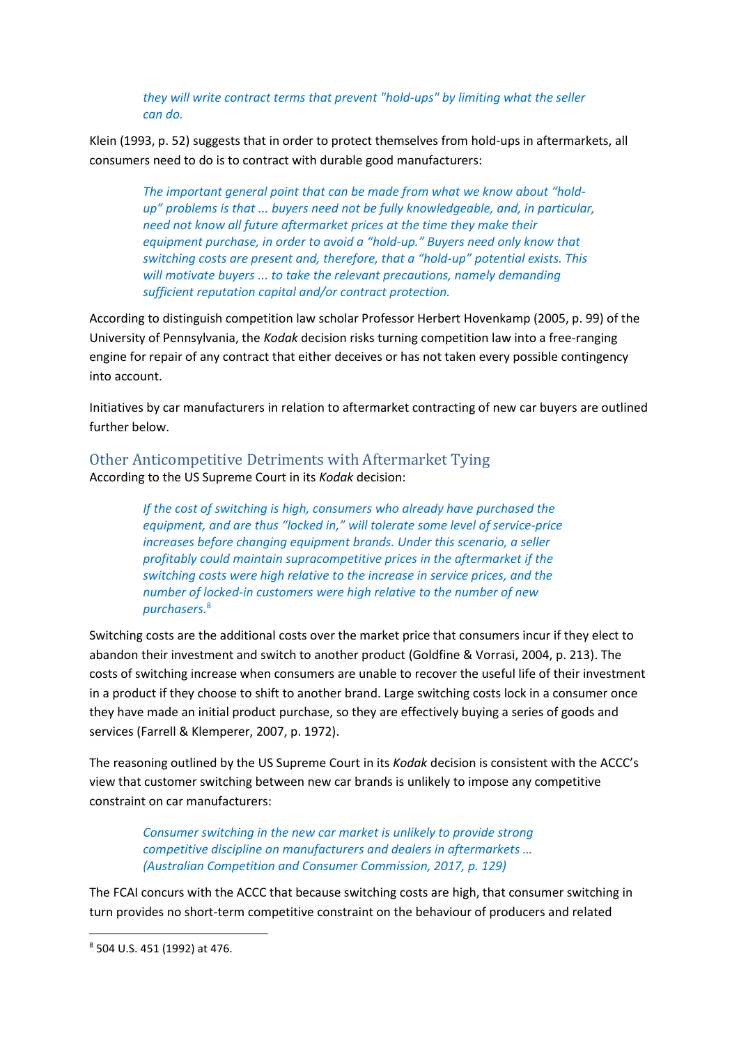> *they will write contract terms that prevent "hold-ups" by limiting what the seller can do.*

Klein (1993, p. 52) suggests that in order to protect themselves from hold-ups in aftermarkets, all consumers need to do is to contract with durable good manufacturers:

> *The important general point that can be made from what we know about "hold-up" problems is that ... buyers need not be fully knowledgeable, and, in particular, need not know all future aftermarket prices at the time they make their equipment purchase, in order to avoid a "hold-up." Buyers need only know that switching costs are present and, therefore, that a "hold-up" potential exists. This will motivate buyers ... to take the relevant precautions, namely demanding sufficient reputation capital and/or contract protection.*

According to distinguish competition law scholar Professor Herbert Hovenkamp (2005, p. 99) of the University of Pennsylvania, the *Kodak* decision risks turning competition law into a free-ranging engine for repair of any contract that either deceives or has not taken every possible contingency into account.

Initiatives by car manufacturers in relation to aftermarket contracting of new car buyers are outlined further below.

## Other Anticompetitive Detriments with Aftermarket Tying

According to the US Supreme Court in its *Kodak* decision:

> *If the cost of switching is high, consumers who already have purchased the equipment, and are thus "locked in," will tolerate some level of service-price increases before changing equipment brands. Under this scenario, a seller profitably could maintain supracompetitive prices in the aftermarket if the switching costs were high relative to the increase in service prices, and the number of locked-in customers were high relative to the number of new purchasers.*[8]

Switching costs are the additional costs over the market price that consumers incur if they elect to abandon their investment and switch to another product (Goldfine & Vorrasi, 2004, p. 213). The costs of switching increase when consumers are unable to recover the useful life of their investment in a product if they choose to shift to another brand. Large switching costs lock in a consumer once they have made an initial product purchase, so they are effectively buying a series of goods and services (Farrell & Klemperer, 2007, p. 1972).

The reasoning outlined by the US Supreme Court in its *Kodak* decision is consistent with the ACCC's view that customer switching between new car brands is unlikely to impose any competitive constraint on car manufacturers:

> *Consumer switching in the new car market is unlikely to provide strong competitive discipline on manufacturers and dealers in aftermarkets … (Australian Competition and Consumer Commission, 2017, p. 129)*

The FCAI concurs with the ACCC that because switching costs are high, that consumer switching in turn provides no short-term competitive constraint on the behaviour of producers and related

---

[8] 504 U.S. 451 (1992) at 476.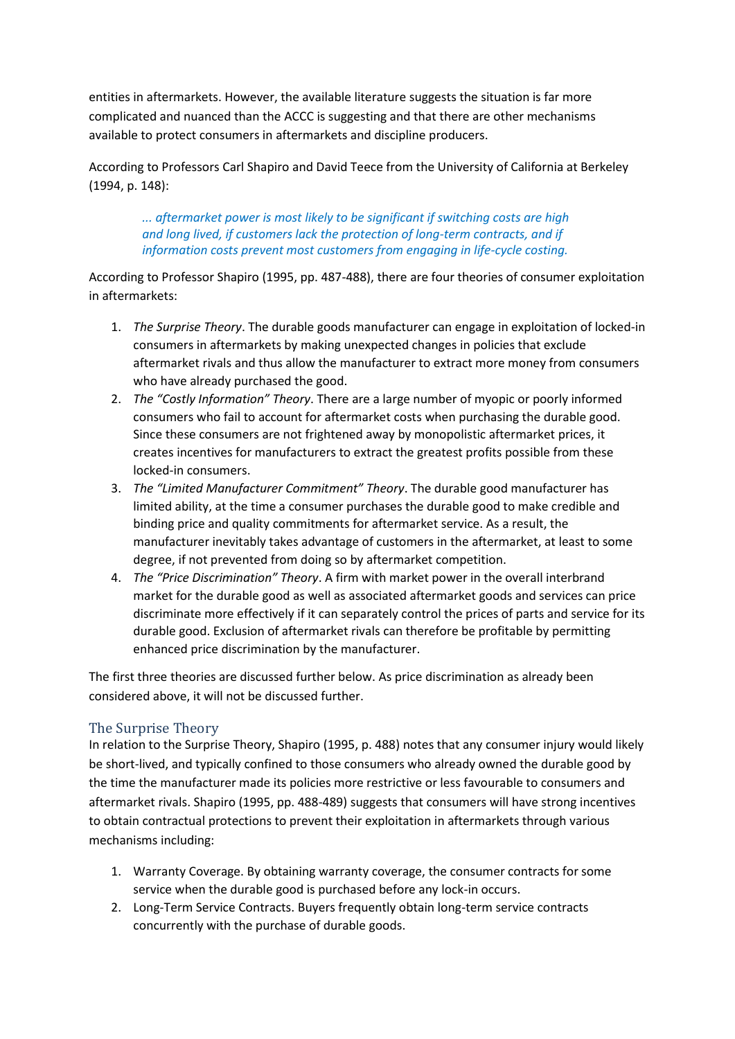entities in aftermarkets. However, the available literature suggests the situation is far more complicated and nuanced than the ACCC is suggesting and that there are other mechanisms available to protect consumers in aftermarkets and discipline producers.

According to Professors Carl Shapiro and David Teece from the University of California at Berkeley (1994, p. 148):

> *... aftermarket power is most likely to be significant if switching costs are high and long lived, if customers lack the protection of long-term contracts, and if information costs prevent most customers from engaging in life-cycle costing.*

According to Professor Shapiro (1995, pp. 487-488), there are four theories of consumer exploitation in aftermarkets:

1. *The Surprise Theory*. The durable goods manufacturer can engage in exploitation of locked-in consumers in aftermarkets by making unexpected changes in policies that exclude aftermarket rivals and thus allow the manufacturer to extract more money from consumers who have already purchased the good.
2. *The "Costly Information" Theory*. There are a large number of myopic or poorly informed consumers who fail to account for aftermarket costs when purchasing the durable good. Since these consumers are not frightened away by monopolistic aftermarket prices, it creates incentives for manufacturers to extract the greatest profits possible from these locked-in consumers.
3. *The "Limited Manufacturer Commitment" Theory*. The durable good manufacturer has limited ability, at the time a consumer purchases the durable good to make credible and binding price and quality commitments for aftermarket service. As a result, the manufacturer inevitably takes advantage of customers in the aftermarket, at least to some degree, if not prevented from doing so by aftermarket competition.
4. *The "Price Discrimination" Theory*. A firm with market power in the overall interbrand market for the durable good as well as associated aftermarket goods and services can price discriminate more effectively if it can separately control the prices of parts and service for its durable good. Exclusion of aftermarket rivals can therefore be profitable by permitting enhanced price discrimination by the manufacturer.

The first three theories are discussed further below. As price discrimination as already been considered above, it will not be discussed further.

## The Surprise Theory

In relation to the Surprise Theory, Shapiro (1995, p. 488) notes that any consumer injury would likely be short-lived, and typically confined to those consumers who already owned the durable good by the time the manufacturer made its policies more restrictive or less favourable to consumers and aftermarket rivals. Shapiro (1995, pp. 488-489) suggests that consumers will have strong incentives to obtain contractual protections to prevent their exploitation in aftermarkets through various mechanisms including:

1. Warranty Coverage. By obtaining warranty coverage, the consumer contracts for some service when the durable good is purchased before any lock-in occurs.
2. Long-Term Service Contracts. Buyers frequently obtain long-term service contracts concurrently with the purchase of durable goods.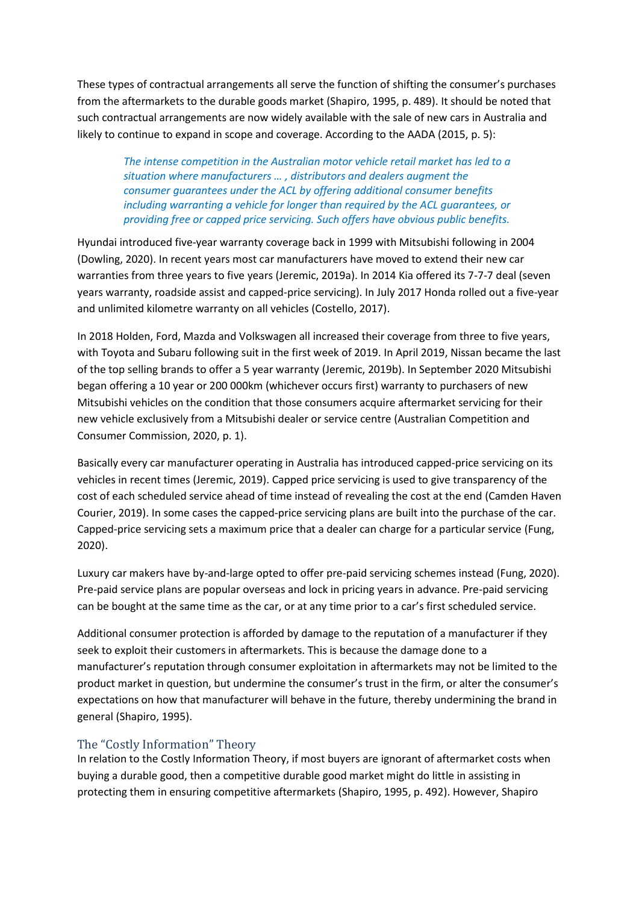These types of contractual arrangements all serve the function of shifting the consumer's purchases from the aftermarkets to the durable goods market (Shapiro, 1995, p. 489). It should be noted that such contractual arrangements are now widely available with the sale of new cars in Australia and likely to continue to expand in scope and coverage. According to the AADA (2015, p. 5):

> *The intense competition in the Australian motor vehicle retail market has led to a situation where manufacturers … , distributors and dealers augment the consumer guarantees under the ACL by offering additional consumer benefits including warranting a vehicle for longer than required by the ACL guarantees, or providing free or capped price servicing. Such offers have obvious public benefits.*

Hyundai introduced five-year warranty coverage back in 1999 with Mitsubishi following in 2004 (Dowling, 2020). In recent years most car manufacturers have moved to extend their new car warranties from three years to five years (Jeremic, 2019a). In 2014 Kia offered its 7-7-7 deal (seven years warranty, roadside assist and capped-price servicing). In July 2017 Honda rolled out a five-year and unlimited kilometre warranty on all vehicles (Costello, 2017).

In 2018 Holden, Ford, Mazda and Volkswagen all increased their coverage from three to five years, with Toyota and Subaru following suit in the first week of 2019. In April 2019, Nissan became the last of the top selling brands to offer a 5 year warranty (Jeremic, 2019b). In September 2020 Mitsubishi began offering a 10 year or 200 000km (whichever occurs first) warranty to purchasers of new Mitsubishi vehicles on the condition that those consumers acquire aftermarket servicing for their new vehicle exclusively from a Mitsubishi dealer or service centre (Australian Competition and Consumer Commission, 2020, p. 1).

Basically every car manufacturer operating in Australia has introduced capped-price servicing on its vehicles in recent times (Jeremic, 2019). Capped price servicing is used to give transparency of the cost of each scheduled service ahead of time instead of revealing the cost at the end (Camden Haven Courier, 2019). In some cases the capped-price servicing plans are built into the purchase of the car. Capped-price servicing sets a maximum price that a dealer can charge for a particular service (Fung, 2020).

Luxury car makers have by-and-large opted to offer pre-paid servicing schemes instead (Fung, 2020). Pre-paid service plans are popular overseas and lock in pricing years in advance. Pre-paid servicing can be bought at the same time as the car, or at any time prior to a car's first scheduled service.

Additional consumer protection is afforded by damage to the reputation of a manufacturer if they seek to exploit their customers in aftermarkets. This is because the damage done to a manufacturer's reputation through consumer exploitation in aftermarkets may not be limited to the product market in question, but undermine the consumer's trust in the firm, or alter the consumer's expectations on how that manufacturer will behave in the future, thereby undermining the brand in general (Shapiro, 1995).

## The "Costly Information" Theory

In relation to the Costly Information Theory, if most buyers are ignorant of aftermarket costs when buying a durable good, then a competitive durable good market might do little in assisting in protecting them in ensuring competitive aftermarkets (Shapiro, 1995, p. 492). However, Shapiro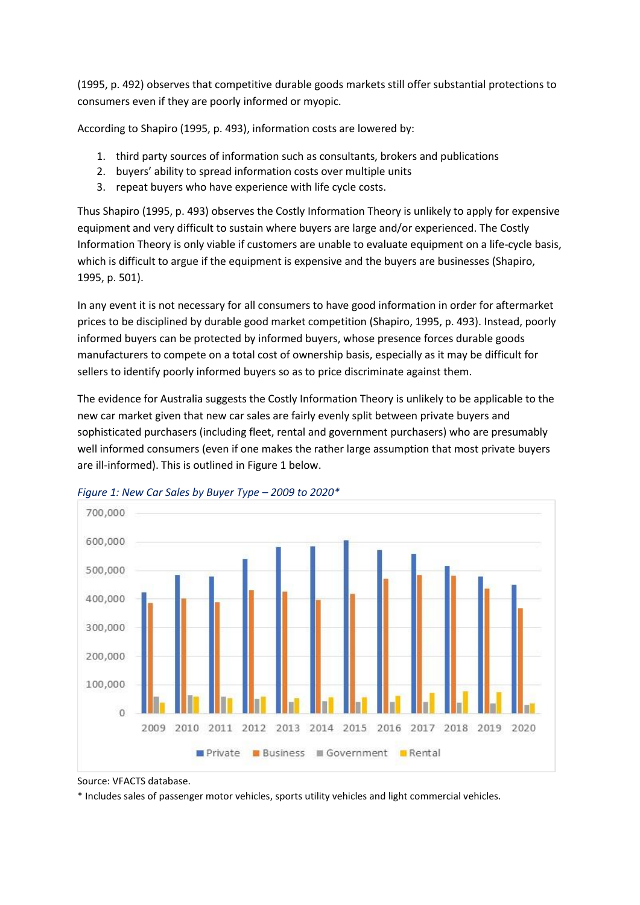(1995, p. 492) observes that competitive durable goods markets still offer substantial protections to consumers even if they are poorly informed or myopic.

According to Shapiro (1995, p. 493), information costs are lowered by:

1. third party sources of information such as consultants, brokers and publications
2. buyers' ability to spread information costs over multiple units
3. repeat buyers who have experience with life cycle costs.

Thus Shapiro (1995, p. 493) observes the Costly Information Theory is unlikely to apply for expensive equipment and very difficult to sustain where buyers are large and/or experienced. The Costly Information Theory is only viable if customers are unable to evaluate equipment on a life-cycle basis, which is difficult to argue if the equipment is expensive and the buyers are businesses (Shapiro, 1995, p. 501).

In any event it is not necessary for all consumers to have good information in order for aftermarket prices to be disciplined by durable good market competition (Shapiro, 1995, p. 493). Instead, poorly informed buyers can be protected by informed buyers, whose presence forces durable goods manufacturers to compete on a total cost of ownership basis, especially as it may be difficult for sellers to identify poorly informed buyers so as to price discriminate against them.

The evidence for Australia suggests the Costly Information Theory is unlikely to be applicable to the new car market given that new car sales are fairly evenly split between private buyers and sophisticated purchasers (including fleet, rental and government purchasers) who are presumably well informed consumers (even if one makes the rather large assumption that most private buyers are ill-informed). This is outlined in Figure 1 below.

*Figure 1: New Car Sales by Buyer Type – 2009 to 2020**

Source: VFACTS database.

* Includes sales of passenger motor vehicles, sports utility vehicles and light commercial vehicles.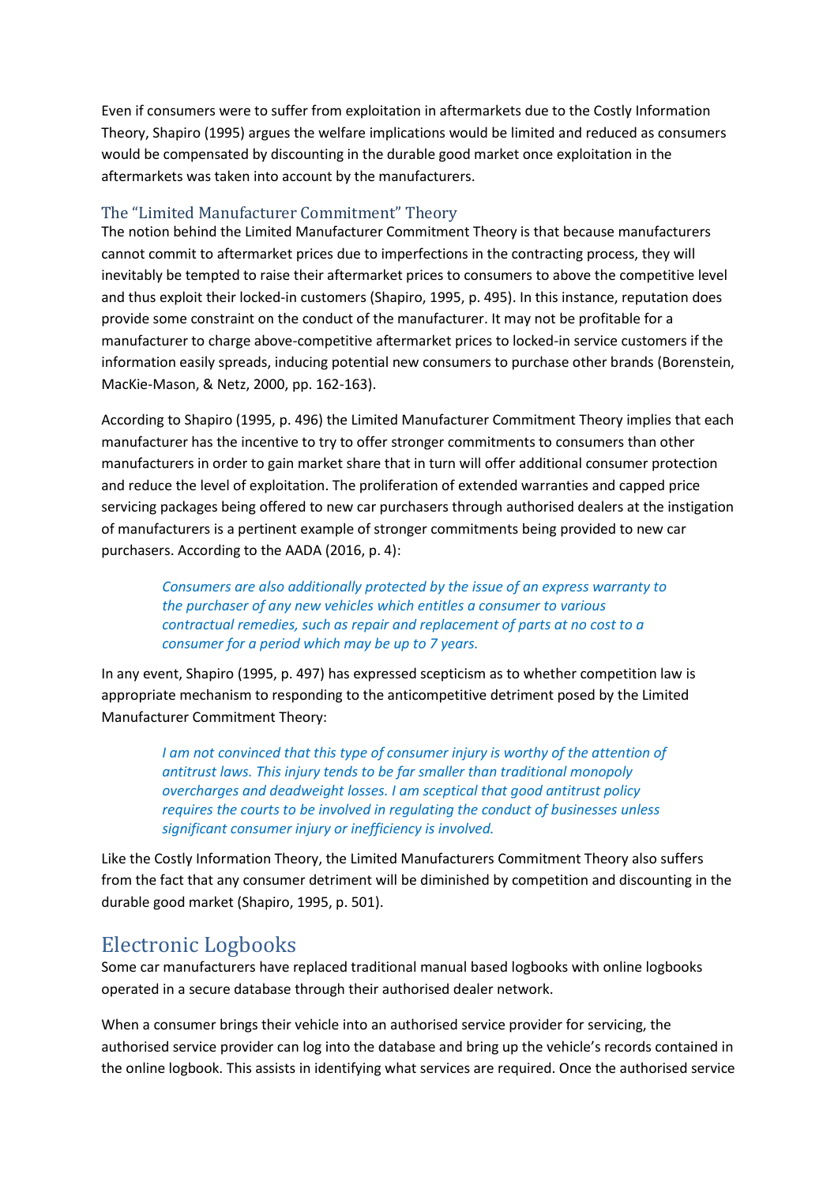Even if consumers were to suffer from exploitation in aftermarkets due to the Costly Information Theory, Shapiro (1995) argues the welfare implications would be limited and reduced as consumers would be compensated by discounting in the durable good market once exploitation in the aftermarkets was taken into account by the manufacturers.

### The "Limited Manufacturer Commitment" Theory

The notion behind the Limited Manufacturer Commitment Theory is that because manufacturers cannot commit to aftermarket prices due to imperfections in the contracting process, they will inevitably be tempted to raise their aftermarket prices to consumers to above the competitive level and thus exploit their locked-in customers (Shapiro, 1995, p. 495). In this instance, reputation does provide some constraint on the conduct of the manufacturer. It may not be profitable for a manufacturer to charge above-competitive aftermarket prices to locked-in service customers if the information easily spreads, inducing potential new consumers to purchase other brands (Borenstein, MacKie-Mason, & Netz, 2000, pp. 162-163).

According to Shapiro (1995, p. 496) the Limited Manufacturer Commitment Theory implies that each manufacturer has the incentive to try to offer stronger commitments to consumers than other manufacturers in order to gain market share that in turn will offer additional consumer protection and reduce the level of exploitation. The proliferation of extended warranties and capped price servicing packages being offered to new car purchasers through authorised dealers at the instigation of manufacturers is a pertinent example of stronger commitments being provided to new car purchasers. According to the AADA (2016, p. 4):

> *Consumers are also additionally protected by the issue of an express warranty to the purchaser of any new vehicles which entitles a consumer to various contractual remedies, such as repair and replacement of parts at no cost to a consumer for a period which may be up to 7 years.*

In any event, Shapiro (1995, p. 497) has expressed scepticism as to whether competition law is appropriate mechanism to responding to the anticompetitive detriment posed by the Limited Manufacturer Commitment Theory:

> *I am not convinced that this type of consumer injury is worthy of the attention of antitrust laws. This injury tends to be far smaller than traditional monopoly overcharges and deadweight losses. I am sceptical that good antitrust policy requires the courts to be involved in regulating the conduct of businesses unless significant consumer injury or inefficiency is involved.*

Like the Costly Information Theory, the Limited Manufacturers Commitment Theory also suffers from the fact that any consumer detriment will be diminished by competition and discounting in the durable good market (Shapiro, 1995, p. 501).

## Electronic Logbooks

Some car manufacturers have replaced traditional manual based logbooks with online logbooks operated in a secure database through their authorised dealer network.

When a consumer brings their vehicle into an authorised service provider for servicing, the authorised service provider can log into the database and bring up the vehicle's records contained in the online logbook. This assists in identifying what services are required. Once the authorised service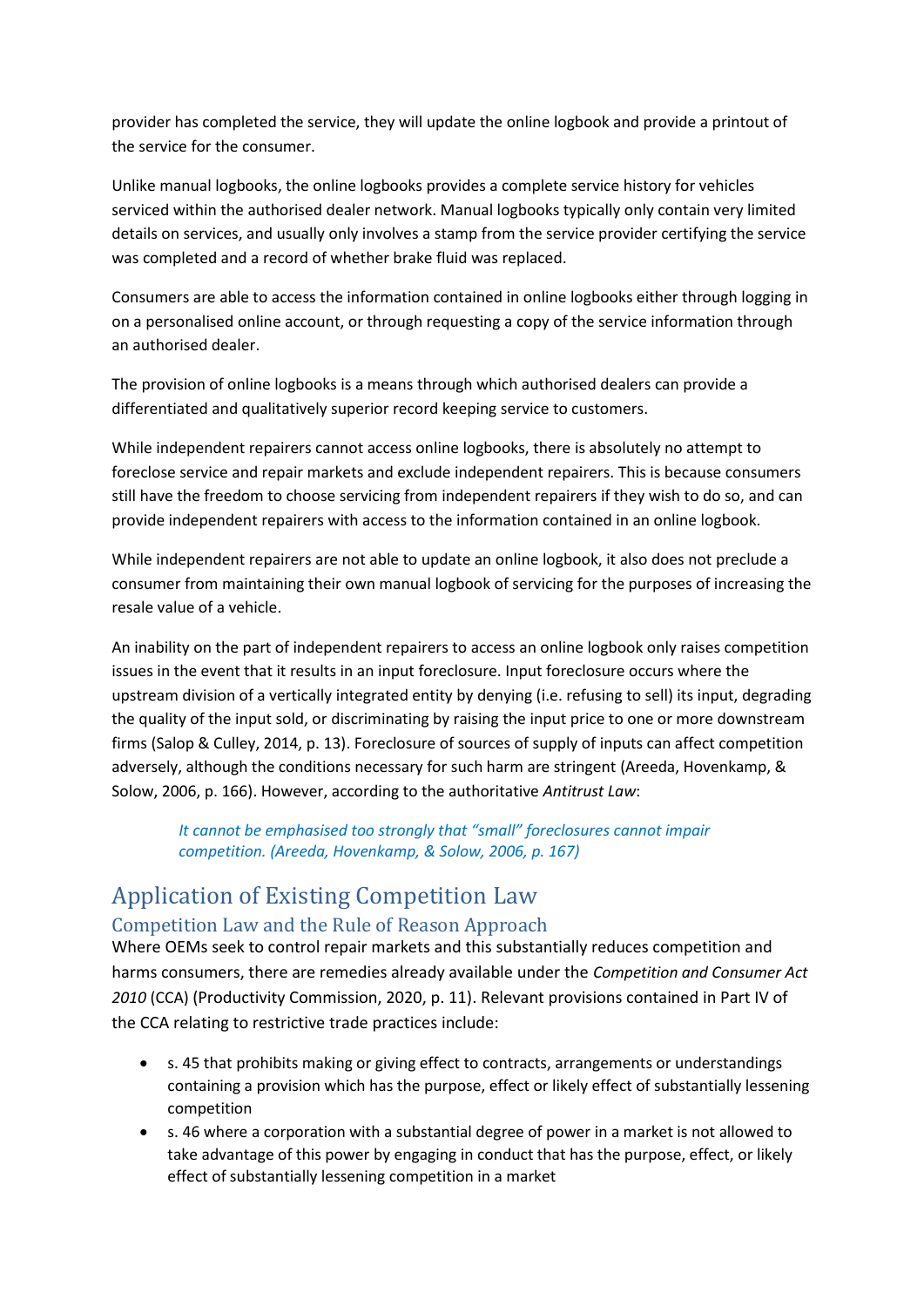provider has completed the service, they will update the online logbook and provide a printout of the service for the consumer.

Unlike manual logbooks, the online logbooks provides a complete service history for vehicles serviced within the authorised dealer network. Manual logbooks typically only contain very limited details on services, and usually only involves a stamp from the service provider certifying the service was completed and a record of whether brake fluid was replaced.

Consumers are able to access the information contained in online logbooks either through logging in on a personalised online account, or through requesting a copy of the service information through an authorised dealer.

The provision of online logbooks is a means through which authorised dealers can provide a differentiated and qualitatively superior record keeping service to customers.

While independent repairers cannot access online logbooks, there is absolutely no attempt to foreclose service and repair markets and exclude independent repairers. This is because consumers still have the freedom to choose servicing from independent repairers if they wish to do so, and can provide independent repairers with access to the information contained in an online logbook.

While independent repairers are not able to update an online logbook, it also does not preclude a consumer from maintaining their own manual logbook of servicing for the purposes of increasing the resale value of a vehicle.

An inability on the part of independent repairers to access an online logbook only raises competition issues in the event that it results in an input foreclosure. Input foreclosure occurs where the upstream division of a vertically integrated entity by denying (i.e. refusing to sell) its input, degrading the quality of the input sold, or discriminating by raising the input price to one or more downstream firms (Salop & Culley, 2014, p. 13). Foreclosure of sources of supply of inputs can affect competition adversely, although the conditions necessary for such harm are stringent (Areeda, Hovenkamp, & Solow, 2006, p. 166). However, according to the authoritative *Antitrust Law*:

> *It cannot be emphasised too strongly that "small" foreclosures cannot impair competition. (Areeda, Hovenkamp, & Solow, 2006, p. 167)*

# Application of Existing Competition Law

## Competition Law and the Rule of Reason Approach

Where OEMs seek to control repair markets and this substantially reduces competition and harms consumers, there are remedies already available under the *Competition and Consumer Act 2010* (CCA) (Productivity Commission, 2020, p. 11). Relevant provisions contained in Part IV of the CCA relating to restrictive trade practices include:

- s. 45 that prohibits making or giving effect to contracts, arrangements or understandings containing a provision which has the purpose, effect or likely effect of substantially lessening competition
- s. 46 where a corporation with a substantial degree of power in a market is not allowed to take advantage of this power by engaging in conduct that has the purpose, effect, or likely effect of substantially lessening competition in a market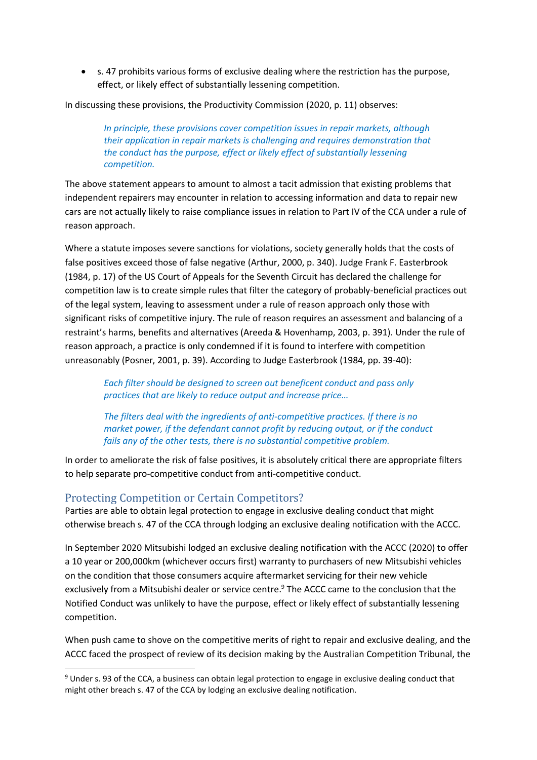- s. 47 prohibits various forms of exclusive dealing where the restriction has the purpose, effect, or likely effect of substantially lessening competition.

In discussing these provisions, the Productivity Commission (2020, p. 11) observes:

> *In principle, these provisions cover competition issues in repair markets, although their application in repair markets is challenging and requires demonstration that the conduct has the purpose, effect or likely effect of substantially lessening competition.*

The above statement appears to amount to almost a tacit admission that existing problems that independent repairers may encounter in relation to accessing information and data to repair new cars are not actually likely to raise compliance issues in relation to Part IV of the CCA under a rule of reason approach.

Where a statute imposes severe sanctions for violations, society generally holds that the costs of false positives exceed those of false negative (Arthur, 2000, p. 340). Judge Frank F. Easterbrook (1984, p. 17) of the US Court of Appeals for the Seventh Circuit has declared the challenge for competition law is to create simple rules that filter the category of probably-beneficial practices out of the legal system, leaving to assessment under a rule of reason approach only those with significant risks of competitive injury. The rule of reason requires an assessment and balancing of a restraint's harms, benefits and alternatives (Areeda & Hovenhamp, 2003, p. 391). Under the rule of reason approach, a practice is only condemned if it is found to interfere with competition unreasonably (Posner, 2001, p. 39). According to Judge Easterbrook (1984, pp. 39-40):

> *Each filter should be designed to screen out beneficent conduct and pass only practices that are likely to reduce output and increase price…*
>
> *The filters deal with the ingredients of anti-competitive practices. If there is no market power, if the defendant cannot profit by reducing output, or if the conduct fails any of the other tests, there is no substantial competitive problem.*

In order to ameliorate the risk of false positives, it is absolutely critical there are appropriate filters to help separate pro-competitive conduct from anti-competitive conduct.

## Protecting Competition or Certain Competitors?

Parties are able to obtain legal protection to engage in exclusive dealing conduct that might otherwise breach s. 47 of the CCA through lodging an exclusive dealing notification with the ACCC.

In September 2020 Mitsubishi lodged an exclusive dealing notification with the ACCC (2020) to offer a 10 year or 200,000km (whichever occurs first) warranty to purchasers of new Mitsubishi vehicles on the condition that those consumers acquire aftermarket servicing for their new vehicle exclusively from a Mitsubishi dealer or service centre.[9] The ACCC came to the conclusion that the Notified Conduct was unlikely to have the purpose, effect or likely effect of substantially lessening competition.

When push came to shove on the competitive merits of right to repair and exclusive dealing, and the ACCC faced the prospect of review of its decision making by the Australian Competition Tribunal, the

[9] Under s. 93 of the CCA, a business can obtain legal protection to engage in exclusive dealing conduct that might other breach s. 47 of the CCA by lodging an exclusive dealing notification.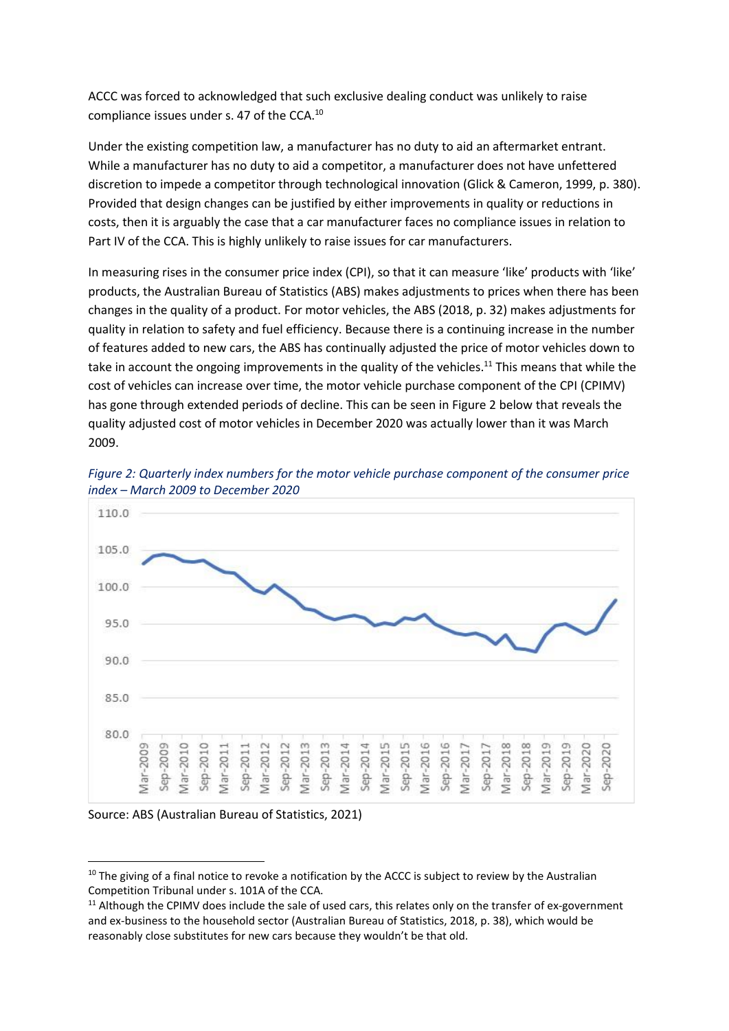ACCC was forced to acknowledged that such exclusive dealing conduct was unlikely to raise compliance issues under s. 47 of the CCA.[10]

Under the existing competition law, a manufacturer has no duty to aid an aftermarket entrant. While a manufacturer has no duty to aid a competitor, a manufacturer does not have unfettered discretion to impede a competitor through technological innovation (Glick & Cameron, 1999, p. 380). Provided that design changes can be justified by either improvements in quality or reductions in costs, then it is arguably the case that a car manufacturer faces no compliance issues in relation to Part IV of the CCA. This is highly unlikely to raise issues for car manufacturers.

In measuring rises in the consumer price index (CPI), so that it can measure 'like' products with 'like' products, the Australian Bureau of Statistics (ABS) makes adjustments to prices when there has been changes in the quality of a product. For motor vehicles, the ABS (2018, p. 32) makes adjustments for quality in relation to safety and fuel efficiency. Because there is a continuing increase in the number of features added to new cars, the ABS has continually adjusted the price of motor vehicles down to take in account the ongoing improvements in the quality of the vehicles.[11] This means that while the cost of vehicles can increase over time, the motor vehicle purchase component of the CPI (CPIMV) has gone through extended periods of decline. This can be seen in Figure 2 below that reveals the quality adjusted cost of motor vehicles in December 2020 was actually lower than it was March 2009.

*Figure 2: Quarterly index numbers for the motor vehicle purchase component of the consumer price index – March 2009 to December 2020*

Source: ABS (Australian Bureau of Statistics, 2021)

---

[10] The giving of a final notice to revoke a notification by the ACCC is subject to review by the Australian Competition Tribunal under s. 101A of the CCA.

[11] Although the CPIMV does include the sale of used cars, this relates only on the transfer of ex-government and ex-business to the household sector (Australian Bureau of Statistics, 2018, p. 38), which would be reasonably close substitutes for new cars because they wouldn't be that old.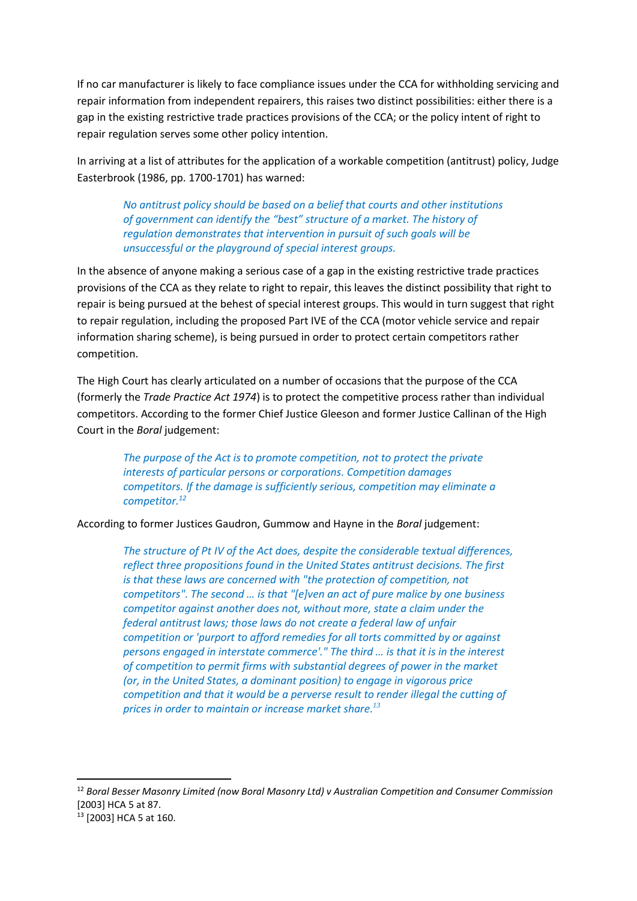If no car manufacturer is likely to face compliance issues under the CCA for withholding servicing and repair information from independent repairers, this raises two distinct possibilities: either there is a gap in the existing restrictive trade practices provisions of the CCA; or the policy intent of right to repair regulation serves some other policy intention.

In arriving at a list of attributes for the application of a workable competition (antitrust) policy, Judge Easterbrook (1986, pp. 1700-1701) has warned:

> *No antitrust policy should be based on a belief that courts and other institutions of government can identify the "best" structure of a market. The history of regulation demonstrates that intervention in pursuit of such goals will be unsuccessful or the playground of special interest groups.*

In the absence of anyone making a serious case of a gap in the existing restrictive trade practices provisions of the CCA as they relate to right to repair, this leaves the distinct possibility that right to repair is being pursued at the behest of special interest groups. This would in turn suggest that right to repair regulation, including the proposed Part IVE of the CCA (motor vehicle service and repair information sharing scheme), is being pursued in order to protect certain competitors rather competition.

The High Court has clearly articulated on a number of occasions that the purpose of the CCA (formerly the *Trade Practice Act 1974*) is to protect the competitive process rather than individual competitors. According to the former Chief Justice Gleeson and former Justice Callinan of the High Court in the *Boral* judgement:

> *The purpose of the Act is to promote competition, not to protect the private interests of particular persons or corporations. Competition damages competitors. If the damage is sufficiently serious, competition may eliminate a competitor.*[12]

According to former Justices Gaudron, Gummow and Hayne in the *Boral* judgement:

> *The structure of Pt IV of the Act does, despite the considerable textual differences, reflect three propositions found in the United States antitrust decisions. The first is that these laws are concerned with "the protection of competition, not competitors". The second … is that "[e]ven an act of pure malice by one business competitor against another does not, without more, state a claim under the federal antitrust laws; those laws do not create a federal law of unfair competition or 'purport to afford remedies for all torts committed by or against persons engaged in interstate commerce'." The third … is that it is in the interest of competition to permit firms with substantial degrees of power in the market (or, in the United States, a dominant position) to engage in vigorous price competition and that it would be a perverse result to render illegal the cutting of prices in order to maintain or increase market share.*[13]

---

[12] *Boral Besser Masonry Limited (now Boral Masonry Ltd) v Australian Competition and Consumer Commission* [2003] HCA 5 at 87.

[13] [2003] HCA 5 at 160.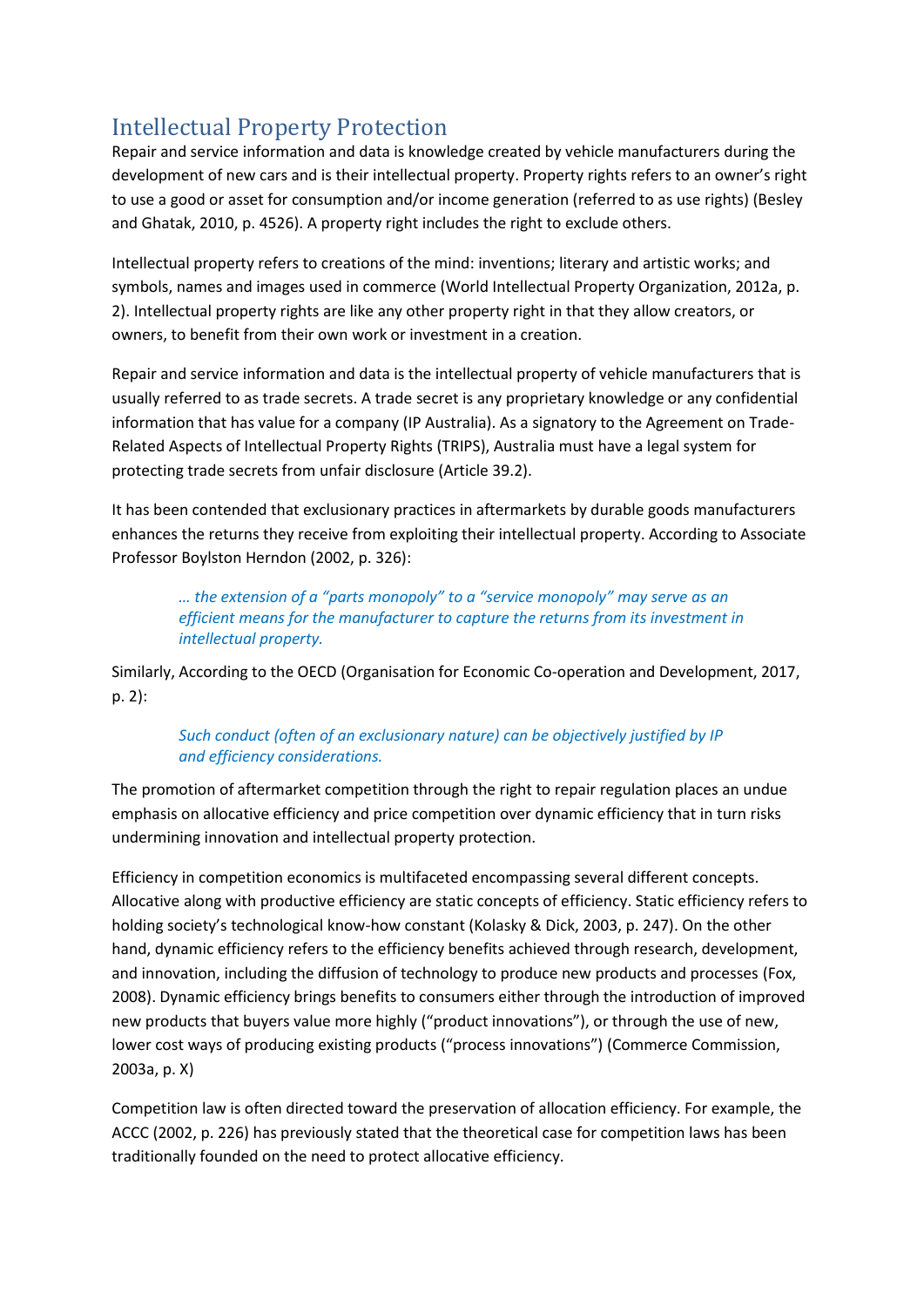## Intellectual Property Protection

Repair and service information and data is knowledge created by vehicle manufacturers during the development of new cars and is their intellectual property. Property rights refers to an owner's right to use a good or asset for consumption and/or income generation (referred to as use rights) (Besley and Ghatak, 2010, p. 4526). A property right includes the right to exclude others.

Intellectual property refers to creations of the mind: inventions; literary and artistic works; and symbols, names and images used in commerce (World Intellectual Property Organization, 2012a, p. 2). Intellectual property rights are like any other property right in that they allow creators, or owners, to benefit from their own work or investment in a creation.

Repair and service information and data is the intellectual property of vehicle manufacturers that is usually referred to as trade secrets. A trade secret is any proprietary knowledge or any confidential information that has value for a company (IP Australia). As a signatory to the Agreement on Trade-Related Aspects of Intellectual Property Rights (TRIPS), Australia must have a legal system for protecting trade secrets from unfair disclosure (Article 39.2).

It has been contended that exclusionary practices in aftermarkets by durable goods manufacturers enhances the returns they receive from exploiting their intellectual property. According to Associate Professor Boylston Herndon (2002, p. 326):

> *… the extension of a "parts monopoly" to a "service monopoly" may serve as an efficient means for the manufacturer to capture the returns from its investment in intellectual property.*

Similarly, According to the OECD (Organisation for Economic Co-operation and Development, 2017, p. 2):

> *Such conduct (often of an exclusionary nature) can be objectively justified by IP and efficiency considerations.*

The promotion of aftermarket competition through the right to repair regulation places an undue emphasis on allocative efficiency and price competition over dynamic efficiency that in turn risks undermining innovation and intellectual property protection.

Efficiency in competition economics is multifaceted encompassing several different concepts. Allocative along with productive efficiency are static concepts of efficiency. Static efficiency refers to holding society's technological know-how constant (Kolasky & Dick, 2003, p. 247). On the other hand, dynamic efficiency refers to the efficiency benefits achieved through research, development, and innovation, including the diffusion of technology to produce new products and processes (Fox, 2008). Dynamic efficiency brings benefits to consumers either through the introduction of improved new products that buyers value more highly ("product innovations"), or through the use of new, lower cost ways of producing existing products ("process innovations") (Commerce Commission, 2003a, p. X)

Competition law is often directed toward the preservation of allocation efficiency. For example, the ACCC (2002, p. 226) has previously stated that the theoretical case for competition laws has been traditionally founded on the need to protect allocative efficiency.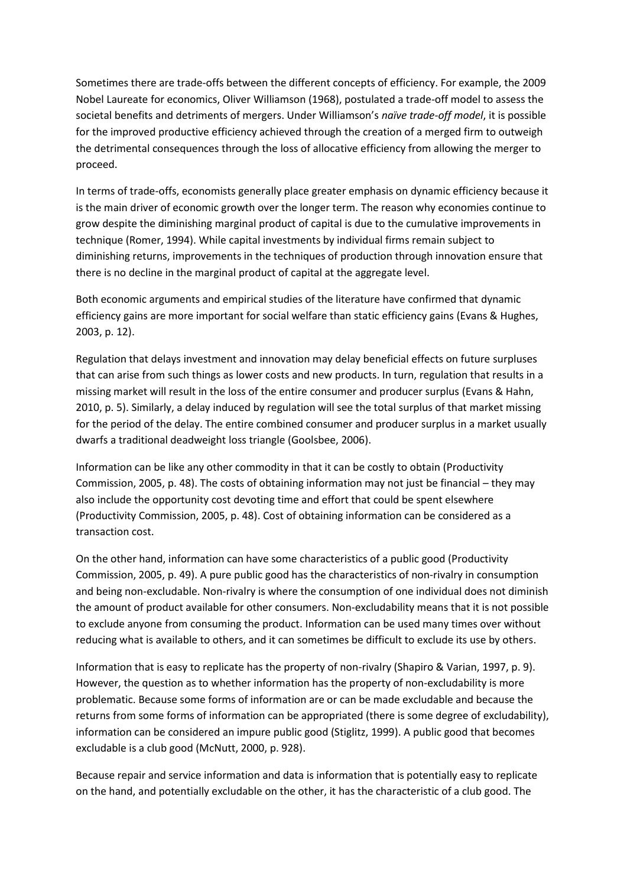Sometimes there are trade-offs between the different concepts of efficiency. For example, the 2009 Nobel Laureate for economics, Oliver Williamson (1968), postulated a trade-off model to assess the societal benefits and detriments of mergers. Under Williamson's *naïve trade-off model*, it is possible for the improved productive efficiency achieved through the creation of a merged firm to outweigh the detrimental consequences through the loss of allocative efficiency from allowing the merger to proceed.

In terms of trade-offs, economists generally place greater emphasis on dynamic efficiency because it is the main driver of economic growth over the longer term. The reason why economies continue to grow despite the diminishing marginal product of capital is due to the cumulative improvements in technique (Romer, 1994). While capital investments by individual firms remain subject to diminishing returns, improvements in the techniques of production through innovation ensure that there is no decline in the marginal product of capital at the aggregate level.

Both economic arguments and empirical studies of the literature have confirmed that dynamic efficiency gains are more important for social welfare than static efficiency gains (Evans & Hughes, 2003, p. 12).

Regulation that delays investment and innovation may delay beneficial effects on future surpluses that can arise from such things as lower costs and new products. In turn, regulation that results in a missing market will result in the loss of the entire consumer and producer surplus (Evans & Hahn, 2010, p. 5). Similarly, a delay induced by regulation will see the total surplus of that market missing for the period of the delay. The entire combined consumer and producer surplus in a market usually dwarfs a traditional deadweight loss triangle (Goolsbee, 2006).

Information can be like any other commodity in that it can be costly to obtain (Productivity Commission, 2005, p. 48). The costs of obtaining information may not just be financial – they may also include the opportunity cost devoting time and effort that could be spent elsewhere (Productivity Commission, 2005, p. 48). Cost of obtaining information can be considered as a transaction cost.

On the other hand, information can have some characteristics of a public good (Productivity Commission, 2005, p. 49). A pure public good has the characteristics of non-rivalry in consumption and being non-excludable. Non-rivalry is where the consumption of one individual does not diminish the amount of product available for other consumers. Non-excludability means that it is not possible to exclude anyone from consuming the product. Information can be used many times over without reducing what is available to others, and it can sometimes be difficult to exclude its use by others.

Information that is easy to replicate has the property of non-rivalry (Shapiro & Varian, 1997, p. 9). However, the question as to whether information has the property of non-excludability is more problematic. Because some forms of information are or can be made excludable and because the returns from some forms of information can be appropriated (there is some degree of excludability), information can be considered an impure public good (Stiglitz, 1999). A public good that becomes excludable is a club good (McNutt, 2000, p. 928).

Because repair and service information and data is information that is potentially easy to replicate on the hand, and potentially excludable on the other, it has the characteristic of a club good. The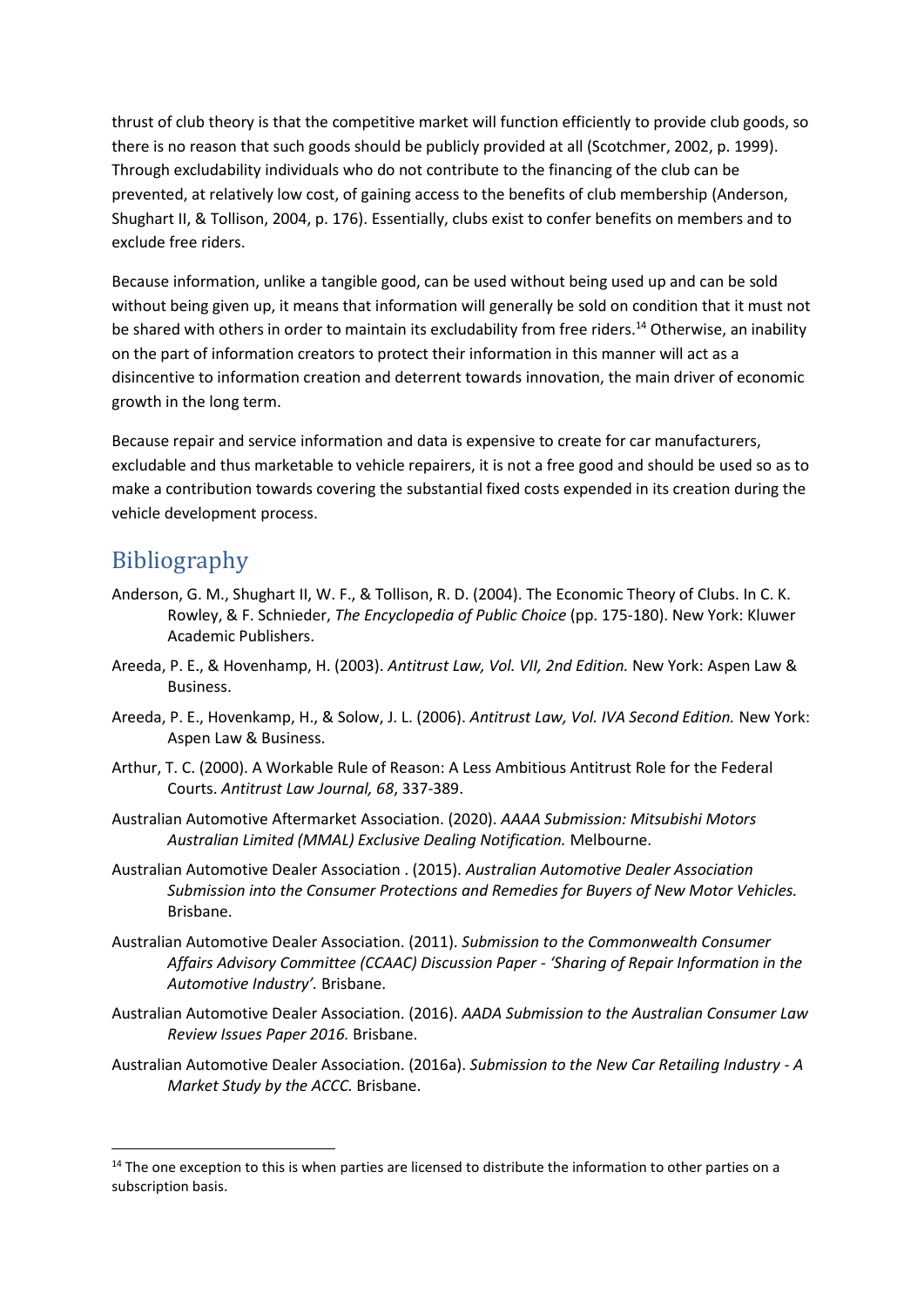thrust of club theory is that the competitive market will function efficiently to provide club goods, so there is no reason that such goods should be publicly provided at all (Scotchmer, 2002, p. 1999). Through excludability individuals who do not contribute to the financing of the club can be prevented, at relatively low cost, of gaining access to the benefits of club membership (Anderson, Shughart II, & Tollison, 2004, p. 176). Essentially, clubs exist to confer benefits on members and to exclude free riders.

Because information, unlike a tangible good, can be used without being used up and can be sold without being given up, it means that information will generally be sold on condition that it must not be shared with others in order to maintain its excludability from free riders.[14] Otherwise, an inability on the part of information creators to protect their information in this manner will act as a disincentive to information creation and deterrent towards innovation, the main driver of economic growth in the long term.

Because repair and service information and data is expensive to create for car manufacturers, excludable and thus marketable to vehicle repairers, it is not a free good and should be used so as to make a contribution towards covering the substantial fixed costs expended in its creation during the vehicle development process.

# Bibliography

Anderson, G. M., Shughart II, W. F., & Tollison, R. D. (2004). The Economic Theory of Clubs. In C. K. Rowley, & F. Schnieder, *The Encyclopedia of Public Choice* (pp. 175-180). New York: Kluwer Academic Publishers.

Areeda, P. E., & Hovenhamp, H. (2003). *Antitrust Law, Vol. VII, 2nd Edition.* New York: Aspen Law & Business.

Areeda, P. E., Hovenkamp, H., & Solow, J. L. (2006). *Antitrust Law, Vol. IVA Second Edition.* New York: Aspen Law & Business.

Arthur, T. C. (2000). A Workable Rule of Reason: A Less Ambitious Antitrust Role for the Federal Courts. *Antitrust Law Journal, 68*, 337-389.

Australian Automotive Aftermarket Association. (2020). *AAAA Submission: Mitsubishi Motors Australian Limited (MMAL) Exclusive Dealing Notification.* Melbourne.

Australian Automotive Dealer Association . (2015). *Australian Automotive Dealer Association Submission into the Consumer Protections and Remedies for Buyers of New Motor Vehicles.* Brisbane.

Australian Automotive Dealer Association. (2011). *Submission to the Commonwealth Consumer Affairs Advisory Committee (CCAAC) Discussion Paper - 'Sharing of Repair Information in the Automotive Industry'.* Brisbane.

Australian Automotive Dealer Association. (2016). *AADA Submission to the Australian Consumer Law Review Issues Paper 2016.* Brisbane.

Australian Automotive Dealer Association. (2016a). *Submission to the New Car Retailing Industry - A Market Study by the ACCC.* Brisbane.

---

[14] The one exception to this is when parties are licensed to distribute the information to other parties on a subscription basis.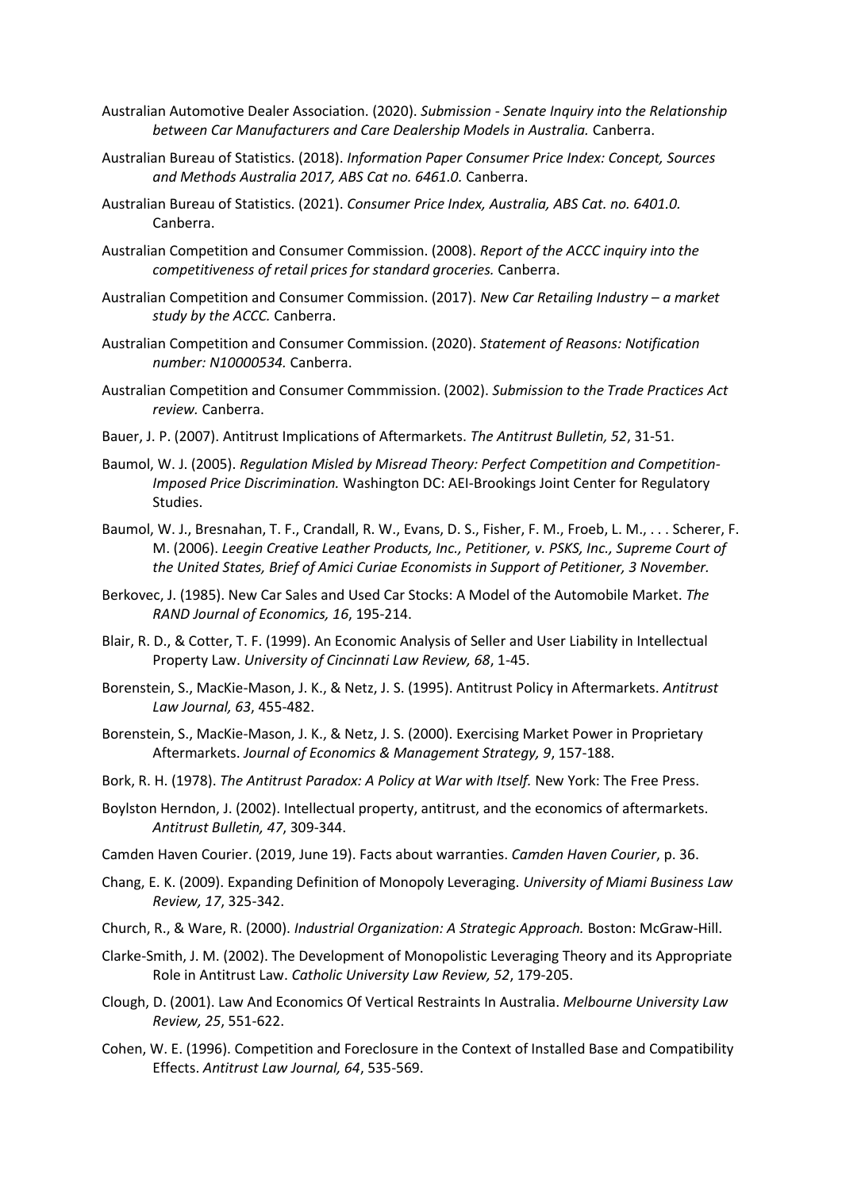Australian Automotive Dealer Association. (2020). *Submission - Senate Inquiry into the Relationship between Car Manufacturers and Care Dealership Models in Australia.* Canberra.

Australian Bureau of Statistics. (2018). *Information Paper Consumer Price Index: Concept, Sources and Methods Australia 2017, ABS Cat no. 6461.0.* Canberra.

Australian Bureau of Statistics. (2021). *Consumer Price Index, Australia, ABS Cat. no. 6401.0.* Canberra.

Australian Competition and Consumer Commission. (2008). *Report of the ACCC inquiry into the competitiveness of retail prices for standard groceries.* Canberra.

Australian Competition and Consumer Commission. (2017). *New Car Retailing Industry – a market study by the ACCC.* Canberra.

Australian Competition and Consumer Commission. (2020). *Statement of Reasons: Notification number: N10000534.* Canberra.

Australian Competition and Consumer Commmission. (2002). *Submission to the Trade Practices Act review.* Canberra.

Bauer, J. P. (2007). Antitrust Implications of Aftermarkets. *The Antitrust Bulletin, 52*, 31-51.

Baumol, W. J. (2005). *Regulation Misled by Misread Theory: Perfect Competition and Competition-Imposed Price Discrimination.* Washington DC: AEI-Brookings Joint Center for Regulatory Studies.

Baumol, W. J., Bresnahan, T. F., Crandall, R. W., Evans, D. S., Fisher, F. M., Froeb, L. M., . . . Scherer, F. M. (2006). *Leegin Creative Leather Products, Inc., Petitioner, v. PSKS, Inc., Supreme Court of the United States, Brief of Amici Curiae Economists in Support of Petitioner, 3 November.*

Berkovec, J. (1985). New Car Sales and Used Car Stocks: A Model of the Automobile Market. *The RAND Journal of Economics, 16*, 195-214.

Blair, R. D., & Cotter, T. F. (1999). An Economic Analysis of Seller and User Liability in Intellectual Property Law. *University of Cincinnati Law Review, 68*, 1-45.

Borenstein, S., MacKie-Mason, J. K., & Netz, J. S. (1995). Antitrust Policy in Aftermarkets. *Antitrust Law Journal, 63*, 455-482.

Borenstein, S., MacKie-Mason, J. K., & Netz, J. S. (2000). Exercising Market Power in Proprietary Aftermarkets. *Journal of Economics & Management Strategy, 9*, 157-188.

Bork, R. H. (1978). *The Antitrust Paradox: A Policy at War with Itself.* New York: The Free Press.

Boylston Herndon, J. (2002). Intellectual property, antitrust, and the economics of aftermarkets. *Antitrust Bulletin, 47*, 309-344.

Camden Haven Courier. (2019, June 19). Facts about warranties. *Camden Haven Courier*, p. 36.

Chang, E. K. (2009). Expanding Definition of Monopoly Leveraging. *University of Miami Business Law Review, 17*, 325-342.

Church, R., & Ware, R. (2000). *Industrial Organization: A Strategic Approach.* Boston: McGraw-Hill.

Clarke-Smith, J. M. (2002). The Development of Monopolistic Leveraging Theory and its Appropriate Role in Antitrust Law. *Catholic University Law Review, 52*, 179-205.

Clough, D. (2001). Law And Economics Of Vertical Restraints In Australia. *Melbourne University Law Review, 25*, 551-622.

Cohen, W. E. (1996). Competition and Foreclosure in the Context of Installed Base and Compatibility Effects. *Antitrust Law Journal, 64*, 535-569.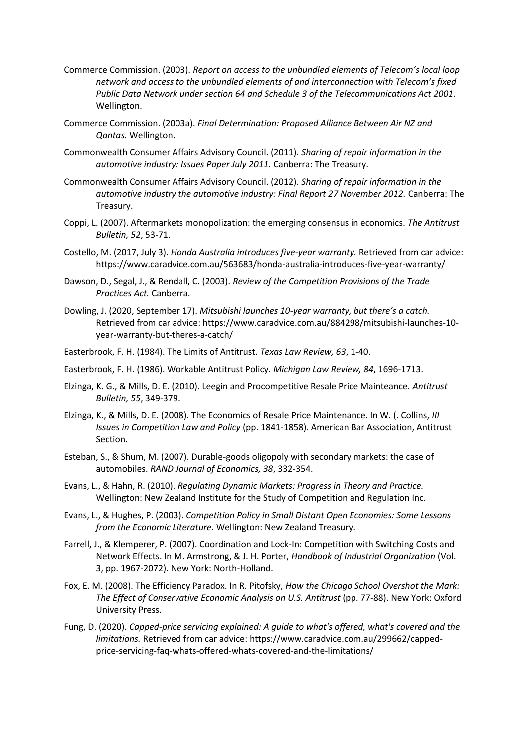Commerce Commission. (2003). *Report on access to the unbundled elements of Telecom's local loop network and access to the unbundled elements of and interconnection with Telecom's fixed Public Data Network under section 64 and Schedule 3 of the Telecommunications Act 2001.* Wellington.

Commerce Commission. (2003a). *Final Determination: Proposed Alliance Between Air NZ and Qantas.* Wellington.

Commonwealth Consumer Affairs Advisory Council. (2011). *Sharing of repair information in the automotive industry: Issues Paper July 2011.* Canberra: The Treasury.

Commonwealth Consumer Affairs Advisory Council. (2012). *Sharing of repair information in the automotive industry the automotive industry: Final Report 27 November 2012.* Canberra: The Treasury.

Coppi, L. (2007). Aftermarkets monopolization: the emerging consensus in economics. *The Antitrust Bulletin, 52*, 53-71.

Costello, M. (2017, July 3). *Honda Australia introduces five-year warranty.* Retrieved from car advice: https://www.caradvice.com.au/563683/honda-australia-introduces-five-year-warranty/

Dawson, D., Segal, J., & Rendall, C. (2003). *Review of the Competition Provisions of the Trade Practices Act.* Canberra.

Dowling, J. (2020, September 17). *Mitsubishi launches 10-year warranty, but there's a catch.* Retrieved from car advice: https://www.caradvice.com.au/884298/mitsubishi-launches-10-year-warranty-but-theres-a-catch/

Easterbrook, F. H. (1984). The Limits of Antitrust. *Texas Law Review, 63*, 1-40.

Easterbrook, F. H. (1986). Workable Antitrust Policy. *Michigan Law Review, 84*, 1696-1713.

Elzinga, K. G., & Mills, D. E. (2010). Leegin and Procompetitive Resale Price Mainteance. *Antitrust Bulletin, 55*, 349-379.

Elzinga, K., & Mills, D. E. (2008). The Economics of Resale Price Maintenance. In W. (. Collins, *III Issues in Competition Law and Policy* (pp. 1841-1858). American Bar Association, Antitrust Section.

Esteban, S., & Shum, M. (2007). Durable-goods oligopoly with secondary markets: the case of automobiles. *RAND Journal of Economics, 38*, 332-354.

Evans, L., & Hahn, R. (2010). *Regulating Dynamic Markets: Progress in Theory and Practice.* Wellington: New Zealand Institute for the Study of Competition and Regulation Inc.

Evans, L., & Hughes, P. (2003). *Competition Policy in Small Distant Open Economies: Some Lessons from the Economic Literature.* Wellington: New Zealand Treasury.

Farrell, J., & Klemperer, P. (2007). Coordination and Lock-In: Competition with Switching Costs and Network Effects. In M. Armstrong, & J. H. Porter, *Handbook of Industrial Organization* (Vol. 3, pp. 1967-2072). New York: North-Holland.

Fox, E. M. (2008). The Efficiency Paradox. In R. Pitofsky, *How the Chicago School Overshot the Mark: The Effect of Conservative Economic Analysis on U.S. Antitrust* (pp. 77-88). New York: Oxford University Press.

Fung, D. (2020). *Capped-price servicing explained: A guide to what's offered, what's covered and the limitations.* Retrieved from car advice: https://www.caradvice.com.au/299662/capped-price-servicing-faq-whats-offered-whats-covered-and-the-limitations/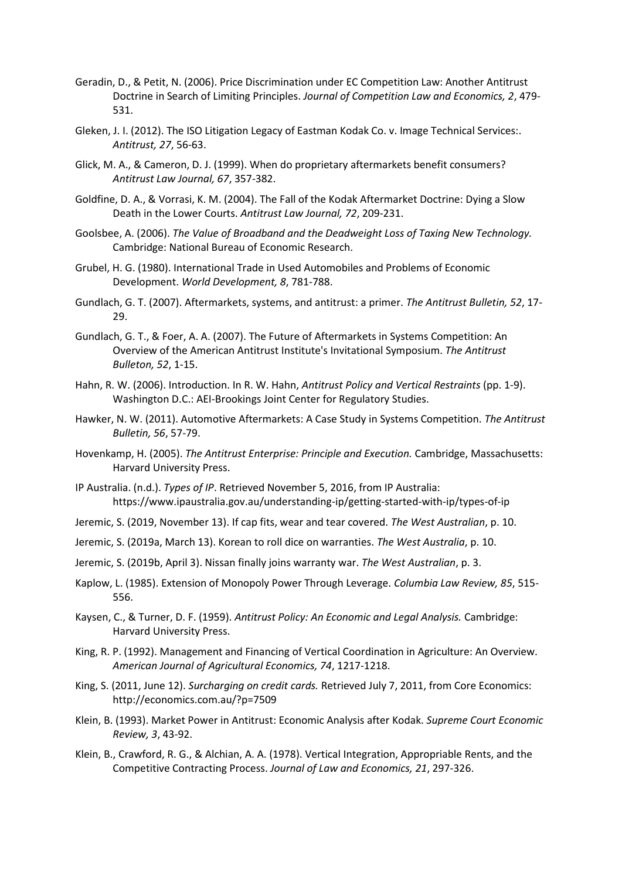Geradin, D., & Petit, N. (2006). Price Discrimination under EC Competition Law: Another Antitrust Doctrine in Search of Limiting Principles. *Journal of Competition Law and Economics, 2*, 479-531.

Gleken, J. I. (2012). The ISO Litigation Legacy of Eastman Kodak Co. v. Image Technical Services:. *Antitrust, 27*, 56-63.

Glick, M. A., & Cameron, D. J. (1999). When do proprietary aftermarkets benefit consumers? *Antitrust Law Journal, 67*, 357-382.

Goldfine, D. A., & Vorrasi, K. M. (2004). The Fall of the Kodak Aftermarket Doctrine: Dying a Slow Death in the Lower Courts. *Antitrust Law Journal, 72*, 209-231.

Goolsbee, A. (2006). *The Value of Broadband and the Deadweight Loss of Taxing New Technology.* Cambridge: National Bureau of Economic Research.

Grubel, H. G. (1980). International Trade in Used Automobiles and Problems of Economic Development. *World Development, 8*, 781-788.

Gundlach, G. T. (2007). Aftermarkets, systems, and antitrust: a primer. *The Antitrust Bulletin, 52*, 17-29.

Gundlach, G. T., & Foer, A. A. (2007). The Future of Aftermarkets in Systems Competition: An Overview of the American Antitrust Institute's Invitational Symposium. *The Antitrust Bulleton, 52*, 1-15.

Hahn, R. W. (2006). Introduction. In R. W. Hahn, *Antitrust Policy and Vertical Restraints* (pp. 1-9). Washington D.C.: AEI-Brookings Joint Center for Regulatory Studies.

Hawker, N. W. (2011). Automotive Aftermarkets: A Case Study in Systems Competition. *The Antitrust Bulletin, 56*, 57-79.

Hovenkamp, H. (2005). *The Antitrust Enterprise: Principle and Execution.* Cambridge, Massachusetts: Harvard University Press.

IP Australia. (n.d.). *Types of IP*. Retrieved November 5, 2016, from IP Australia: https://www.ipaustralia.gov.au/understanding-ip/getting-started-with-ip/types-of-ip

Jeremic, S. (2019, November 13). If cap fits, wear and tear covered. *The West Australian*, p. 10.

Jeremic, S. (2019a, March 13). Korean to roll dice on warranties. *The West Australia*, p. 10.

Jeremic, S. (2019b, April 3). Nissan finally joins warranty war. *The West Australian*, p. 3.

Kaplow, L. (1985). Extension of Monopoly Power Through Leverage. *Columbia Law Review, 85*, 515-556.

Kaysen, C., & Turner, D. F. (1959). *Antitrust Policy: An Economic and Legal Analysis.* Cambridge: Harvard University Press.

King, R. P. (1992). Management and Financing of Vertical Coordination in Agriculture: An Overview. *American Journal of Agricultural Economics, 74*, 1217-1218.

King, S. (2011, June 12). *Surcharging on credit cards.* Retrieved July 7, 2011, from Core Economics: http://economics.com.au/?p=7509

Klein, B. (1993). Market Power in Antitrust: Economic Analysis after Kodak. *Supreme Court Economic Review, 3*, 43-92.

Klein, B., Crawford, R. G., & Alchian, A. A. (1978). Vertical Integration, Appropriable Rents, and the Competitive Contracting Process. *Journal of Law and Economics, 21*, 297-326.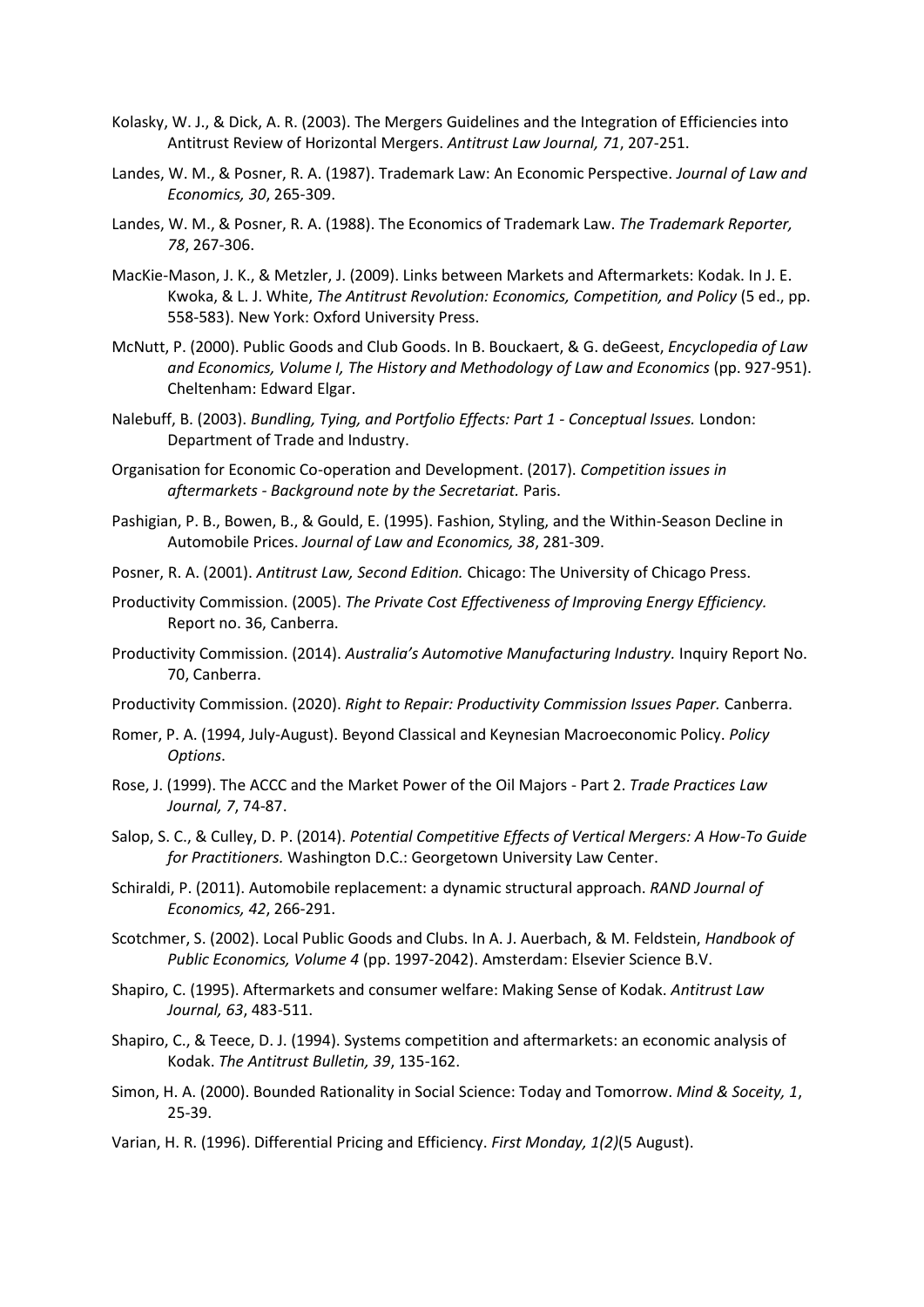Kolasky, W. J., & Dick, A. R. (2003). The Mergers Guidelines and the Integration of Efficiencies into Antitrust Review of Horizontal Mergers. *Antitrust Law Journal, 71*, 207-251.

Landes, W. M., & Posner, R. A. (1987). Trademark Law: An Economic Perspective. *Journal of Law and Economics, 30*, 265-309.

Landes, W. M., & Posner, R. A. (1988). The Economics of Trademark Law. *The Trademark Reporter, 78*, 267-306.

MacKie-Mason, J. K., & Metzler, J. (2009). Links between Markets and Aftermarkets: Kodak. In J. E. Kwoka, & L. J. White, *The Antitrust Revolution: Economics, Competition, and Policy* (5 ed., pp. 558-583). New York: Oxford University Press.

McNutt, P. (2000). Public Goods and Club Goods. In B. Bouckaert, & G. deGeest, *Encyclopedia of Law and Economics, Volume I, The History and Methodology of Law and Economics* (pp. 927-951). Cheltenham: Edward Elgar.

Nalebuff, B. (2003). *Bundling, Tying, and Portfolio Effects: Part 1 - Conceptual Issues.* London: Department of Trade and Industry.

Organisation for Economic Co-operation and Development. (2017). *Competition issues in aftermarkets - Background note by the Secretariat.* Paris.

Pashigian, P. B., Bowen, B., & Gould, E. (1995). Fashion, Styling, and the Within-Season Decline in Automobile Prices. *Journal of Law and Economics, 38*, 281-309.

Posner, R. A. (2001). *Antitrust Law, Second Edition.* Chicago: The University of Chicago Press.

Productivity Commission. (2005). *The Private Cost Effectiveness of Improving Energy Efficiency.* Report no. 36, Canberra.

Productivity Commission. (2014). *Australia's Automotive Manufacturing Industry.* Inquiry Report No. 70, Canberra.

Productivity Commission. (2020). *Right to Repair: Productivity Commission Issues Paper.* Canberra.

Romer, P. A. (1994, July-August). Beyond Classical and Keynesian Macroeconomic Policy. *Policy Options*.

Rose, J. (1999). The ACCC and the Market Power of the Oil Majors - Part 2. *Trade Practices Law Journal, 7*, 74-87.

Salop, S. C., & Culley, D. P. (2014). *Potential Competitive Effects of Vertical Mergers: A How-To Guide for Practitioners.* Washington D.C.: Georgetown University Law Center.

Schiraldi, P. (2011). Automobile replacement: a dynamic structural approach. *RAND Journal of Economics, 42*, 266-291.

Scotchmer, S. (2002). Local Public Goods and Clubs. In A. J. Auerbach, & M. Feldstein, *Handbook of Public Economics, Volume 4* (pp. 1997-2042). Amsterdam: Elsevier Science B.V.

Shapiro, C. (1995). Aftermarkets and consumer welfare: Making Sense of Kodak. *Antitrust Law Journal, 63*, 483-511.

Shapiro, C., & Teece, D. J. (1994). Systems competition and aftermarkets: an economic analysis of Kodak. *The Antitrust Bulletin, 39*, 135-162.

Simon, H. A. (2000). Bounded Rationality in Social Science: Today and Tomorrow. *Mind & Soceity, 1*, 25-39.

Varian, H. R. (1996). Differential Pricing and Efficiency. *First Monday, 1(2)*(5 August).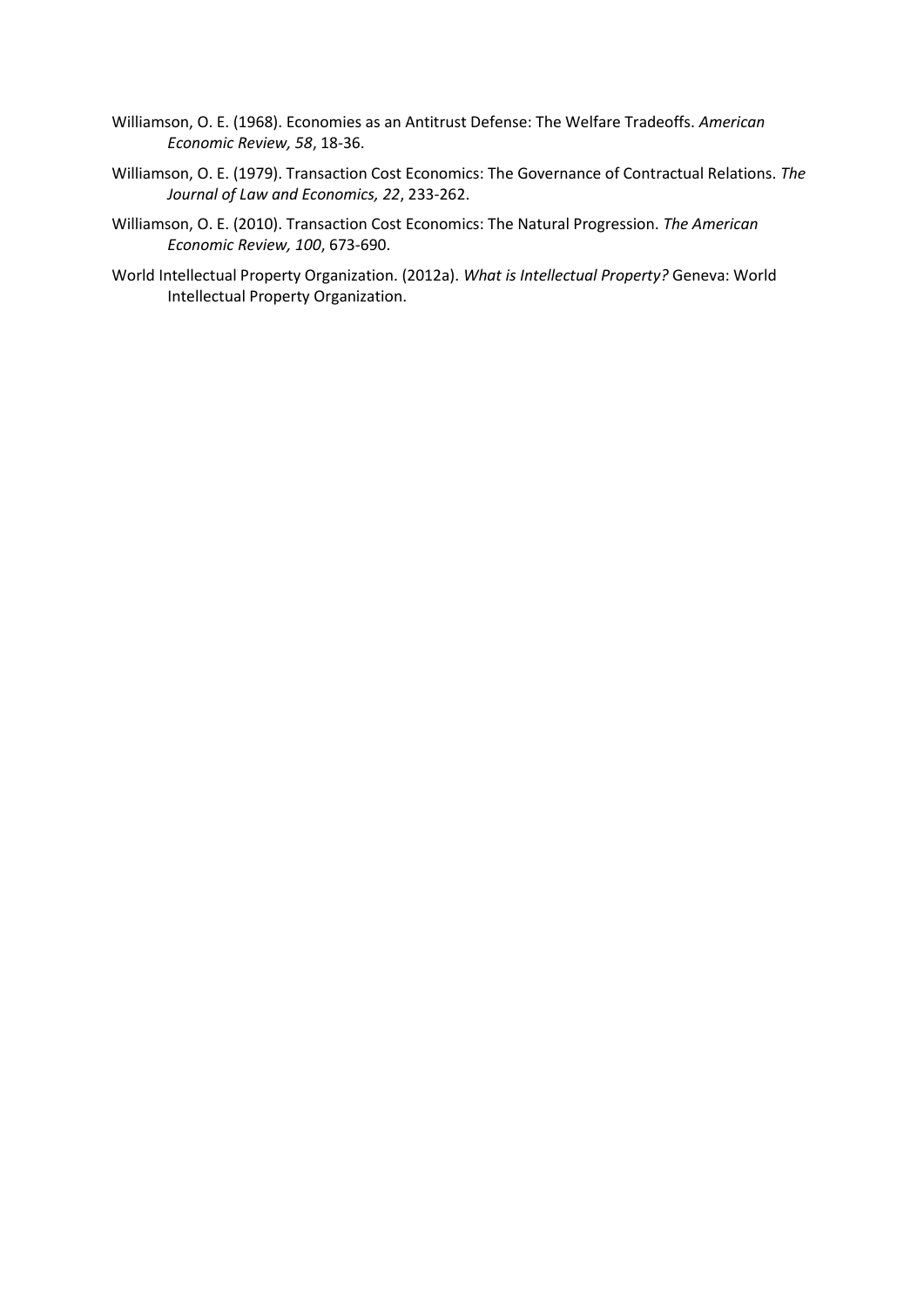Williamson, O. E. (1968). Economies as an Antitrust Defense: The Welfare Tradeoffs. *American Economic Review, 58*, 18-36.

Williamson, O. E. (1979). Transaction Cost Economics: The Governance of Contractual Relations. *The Journal of Law and Economics, 22*, 233-262.

Williamson, O. E. (2010). Transaction Cost Economics: The Natural Progression. *The American Economic Review, 100*, 673-690.

World Intellectual Property Organization. (2012a). *What is Intellectual Property?* Geneva: World Intellectual Property Organization.